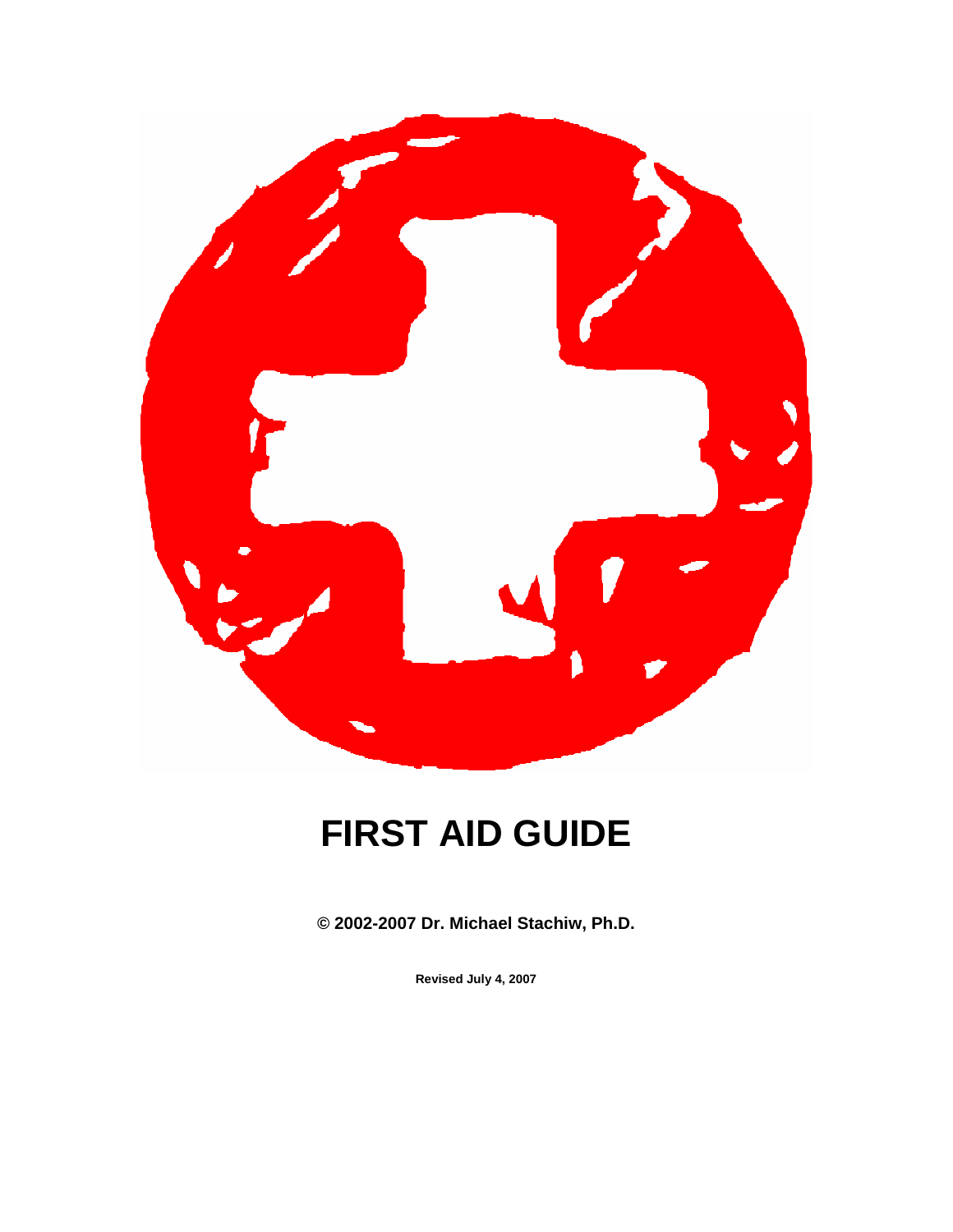# FIRST AID GUIDE

**© 2002-2007 Dr. Michael Stachiw, Ph.D.**

**Revised July 4, 2007**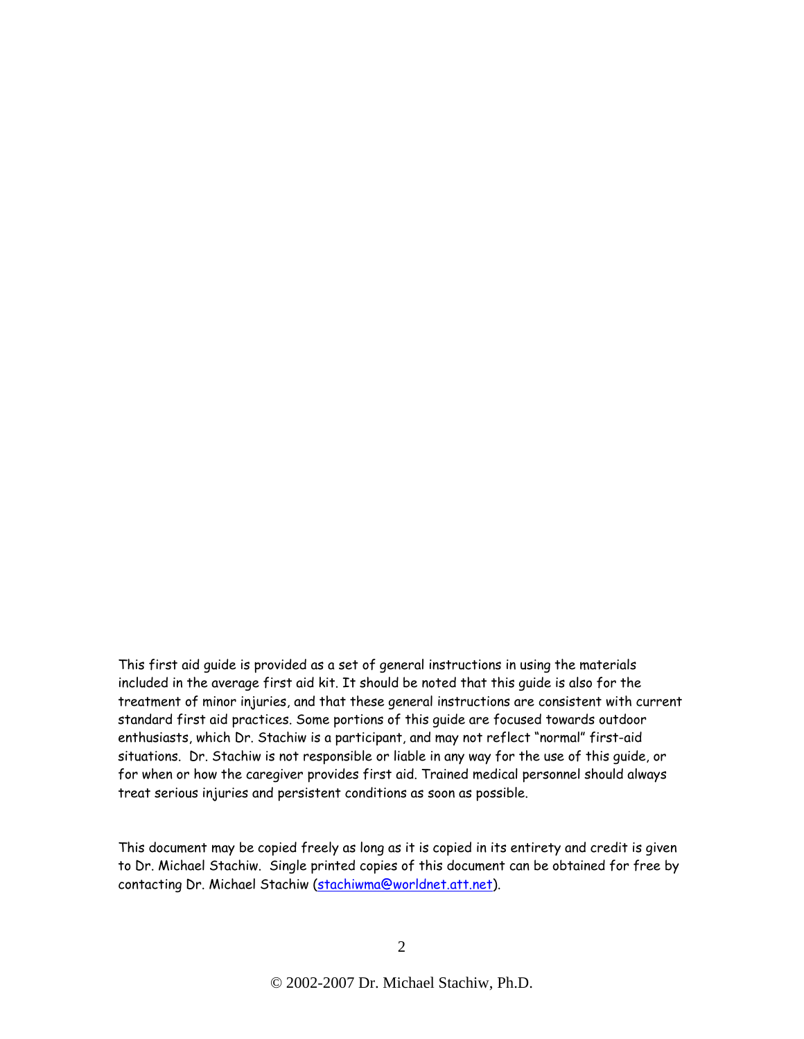This first aid guide is provided as a set of general instructions in using the materials included in the average first aid kit. It should be noted that this guide is also for the treatment of minor injuries, and that these general instructions are consistent with current standard first aid practices. Some portions of this guide are focused towards outdoor enthusiasts, which Dr. Stachiw is a participant, and may not reflect "normal" first-aid situations. Dr. Stachiw is not responsible or liable in any way for the use of this guide, or for when or how the caregiver provides first aid. Trained medical personnel should always treat serious injuries and persistent conditions as soon as possible.

This document may be copied freely as long as it is copied in its entirety and credit is given to Dr. Michael Stachiw. Single printed copies of this document can be obtained for free by contacting Dr. Michael Stachiw (stachiwma@worldnet.att.net).

© 2002-2007 Dr. Michael Stachiw, Ph.D.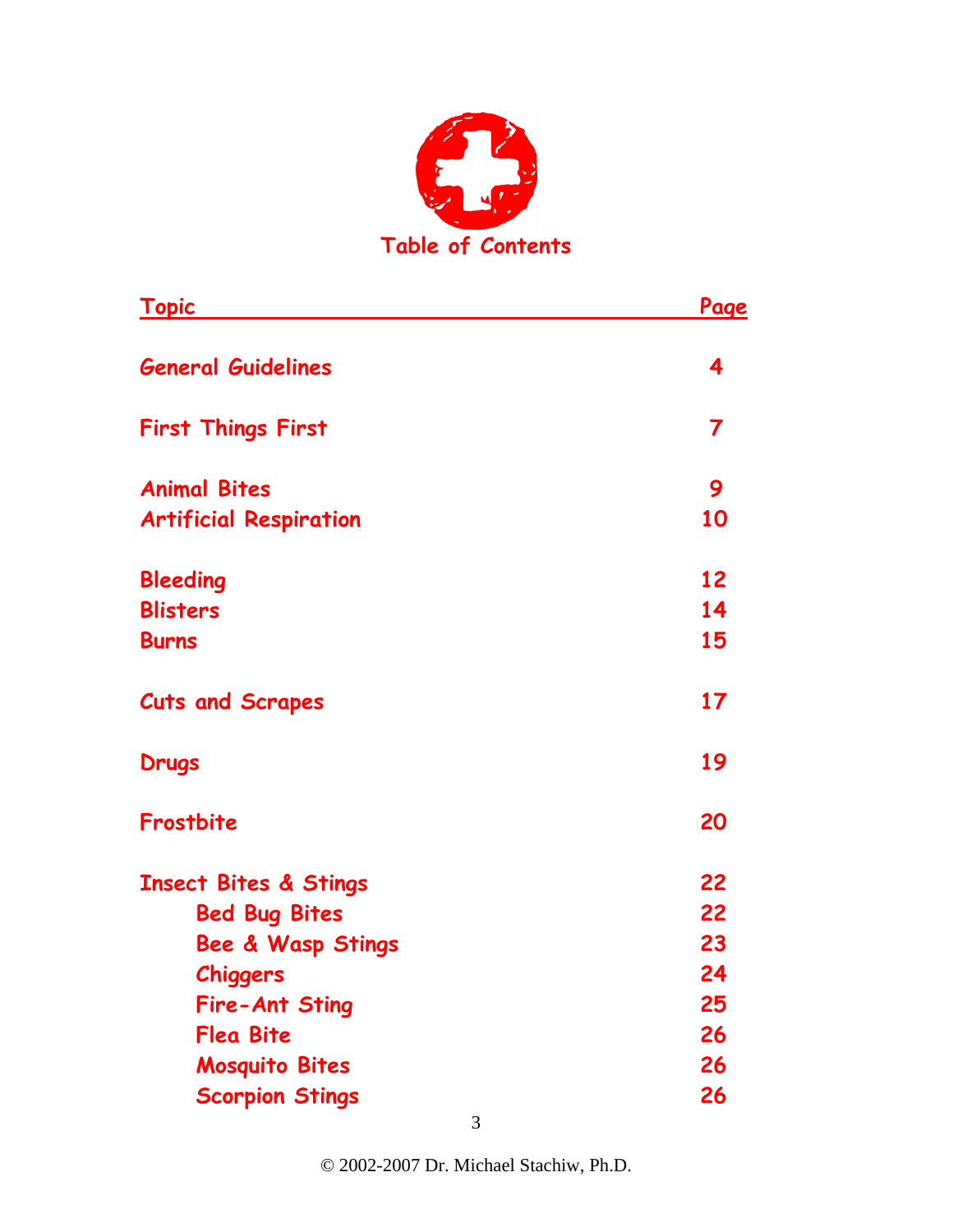# Table of Contents

| Topic | Page |
|---|---|
| General Guidelines | 4 |
| First Things First | 7 |
| Animal Bites | 9 |
| Artificial Respiration | 10 |
| Bleeding | 12 |
| Blisters | 14 |
| Burns | 15 |
| Cuts and Scrapes | 17 |
| Drugs | 19 |
| Frostbite | 20 |
| Insect Bites & Stings | 22 |
| Bed Bug Bites | 22 |
| Bee & Wasp Stings | 23 |
| Chiggers | 24 |
| Fire-Ant Sting | 25 |
| Flea Bite | 26 |
| Mosquito Bites | 26 |
| Scorpion Stings | 26 |

© 2002-2007 Dr. Michael Stachiw, Ph.D.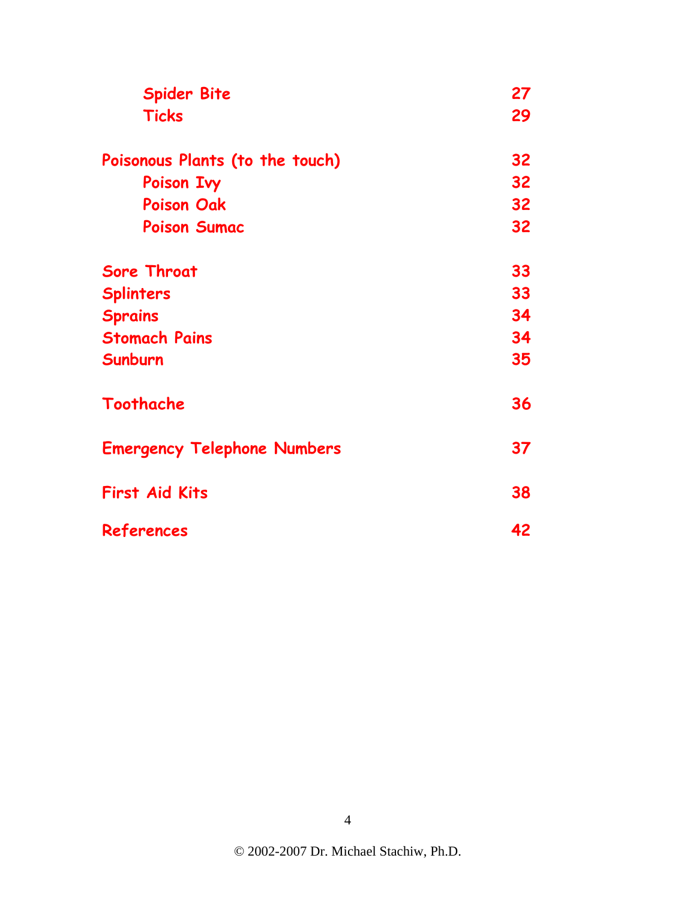| | |
|---|---|
| &nbsp;&nbsp;&nbsp;&nbsp;**Spider Bite** | **27** |
| &nbsp;&nbsp;&nbsp;&nbsp;**Ticks** | **29** |
| **Poisonous Plants (to the touch)** | **32** |
| &nbsp;&nbsp;&nbsp;&nbsp;**Poison Ivy** | **32** |
| &nbsp;&nbsp;&nbsp;&nbsp;**Poison Oak** | **32** |
| &nbsp;&nbsp;&nbsp;&nbsp;**Poison Sumac** | **32** |
| **Sore Throat** | **33** |
| **Splinters** | **33** |
| **Sprains** | **34** |
| **Stomach Pains** | **34** |
| **Sunburn** | **35** |
| **Toothache** | **36** |
| **Emergency Telephone Numbers** | **37** |
| **First Aid Kits** | **38** |
| **References** | **42** |

© 2002-2007 Dr. Michael Stachiw, Ph.D.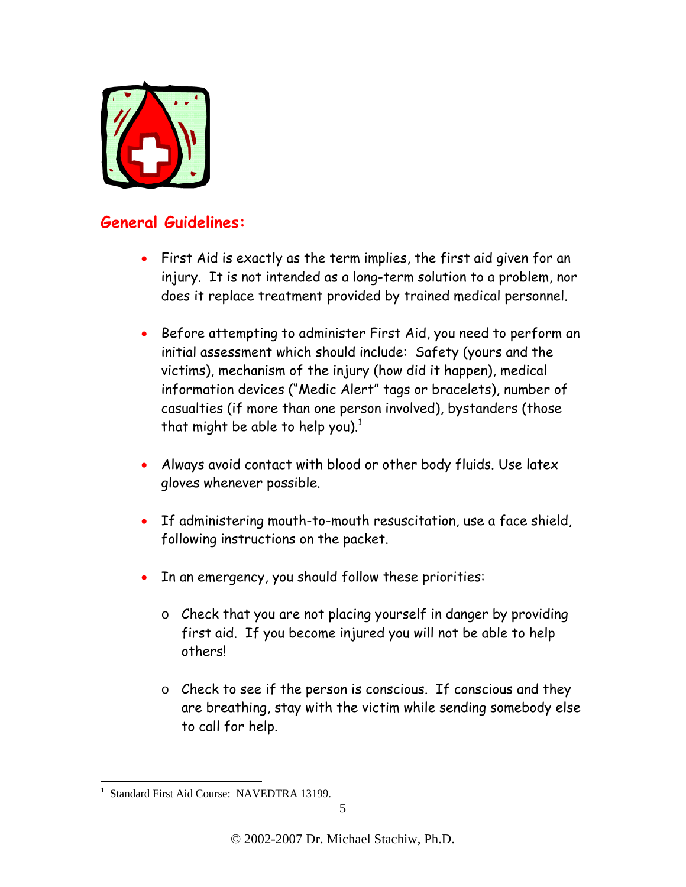## General Guidelines:

- First Aid is exactly as the term implies, the first aid given for an injury. It is not intended as a long-term solution to a problem, nor does it replace treatment provided by trained medical personnel.

- Before attempting to administer First Aid, you need to perform an initial assessment which should include: Safety (yours and the victims), mechanism of the injury (how did it happen), medical information devices ("Medic Alert" tags or bracelets), number of casualties (if more than one person involved), bystanders (those that might be able to help you).[1]

- Always avoid contact with blood or other body fluids. Use latex gloves whenever possible.

- If administering mouth-to-mouth resuscitation, use a face shield, following instructions on the packet.

- In an emergency, you should follow these priorities:

  - Check that you are not placing yourself in danger by providing first aid. If you become injured you will not be able to help others!

  - Check to see if the person is conscious. If conscious and they are breathing, stay with the victim while sending somebody else to call for help.

---

[1] Standard First Aid Course: NAVEDTRA 13199.

© 2002-2007 Dr. Michael Stachiw, Ph.D.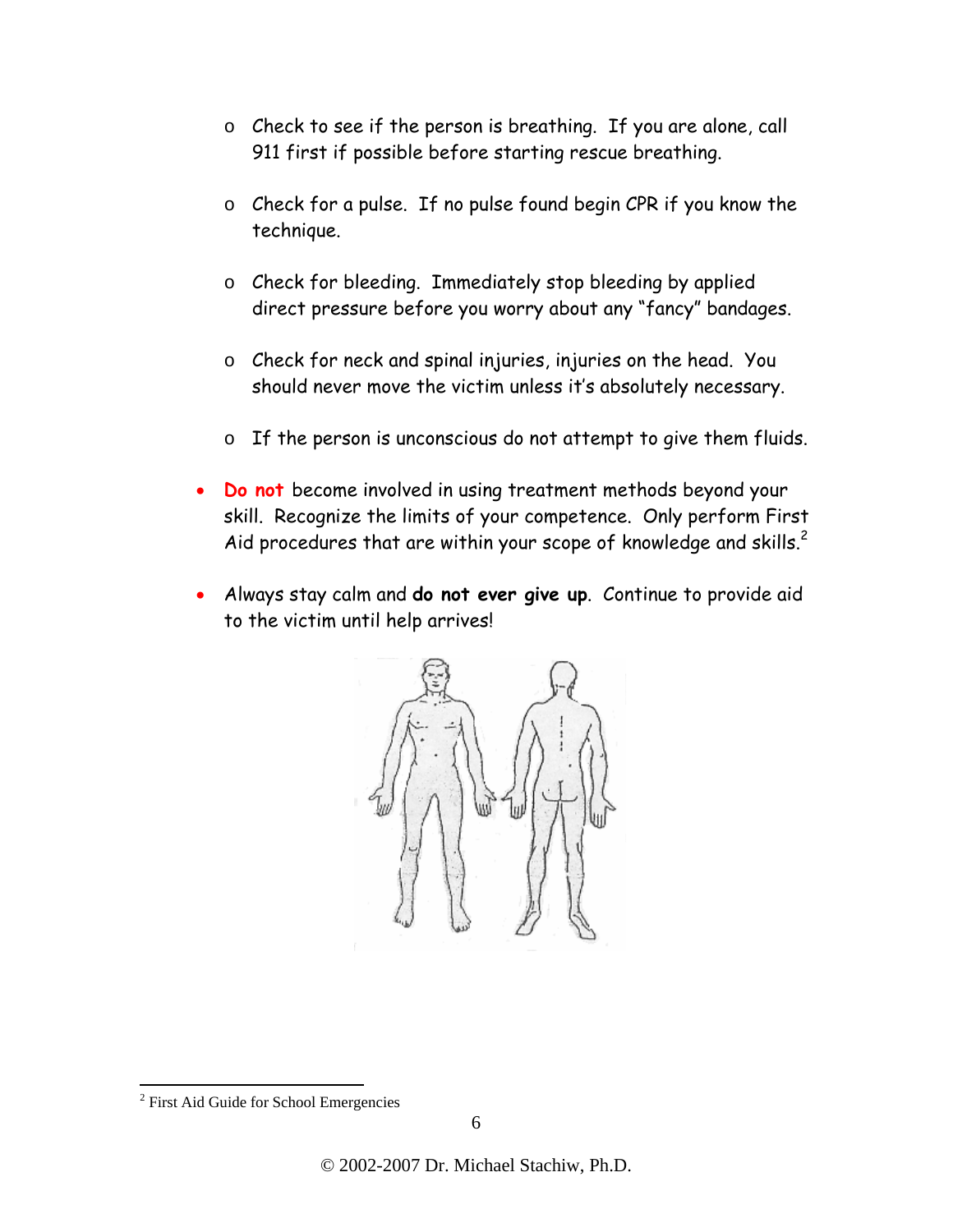- Check to see if the person is breathing. If you are alone, call 911 first if possible before starting rescue breathing.

- Check for a pulse. If no pulse found begin CPR if you know the technique.

- Check for bleeding. Immediately stop bleeding by applied direct pressure before you worry about any "fancy" bandages.

- Check for neck and spinal injuries, injuries on the head. You should never move the victim unless it's absolutely necessary.

- If the person is unconscious do not attempt to give them fluids.

- **Do not** become involved in using treatment methods beyond your skill. Recognize the limits of your competence. Only perform First Aid procedures that are within your scope of knowledge and skills.[2]

- Always stay calm and **do not ever give up**. Continue to provide aid to the victim until help arrives!

[2] First Aid Guide for School Emergencies

© 2002-2007 Dr. Michael Stachiw, Ph.D.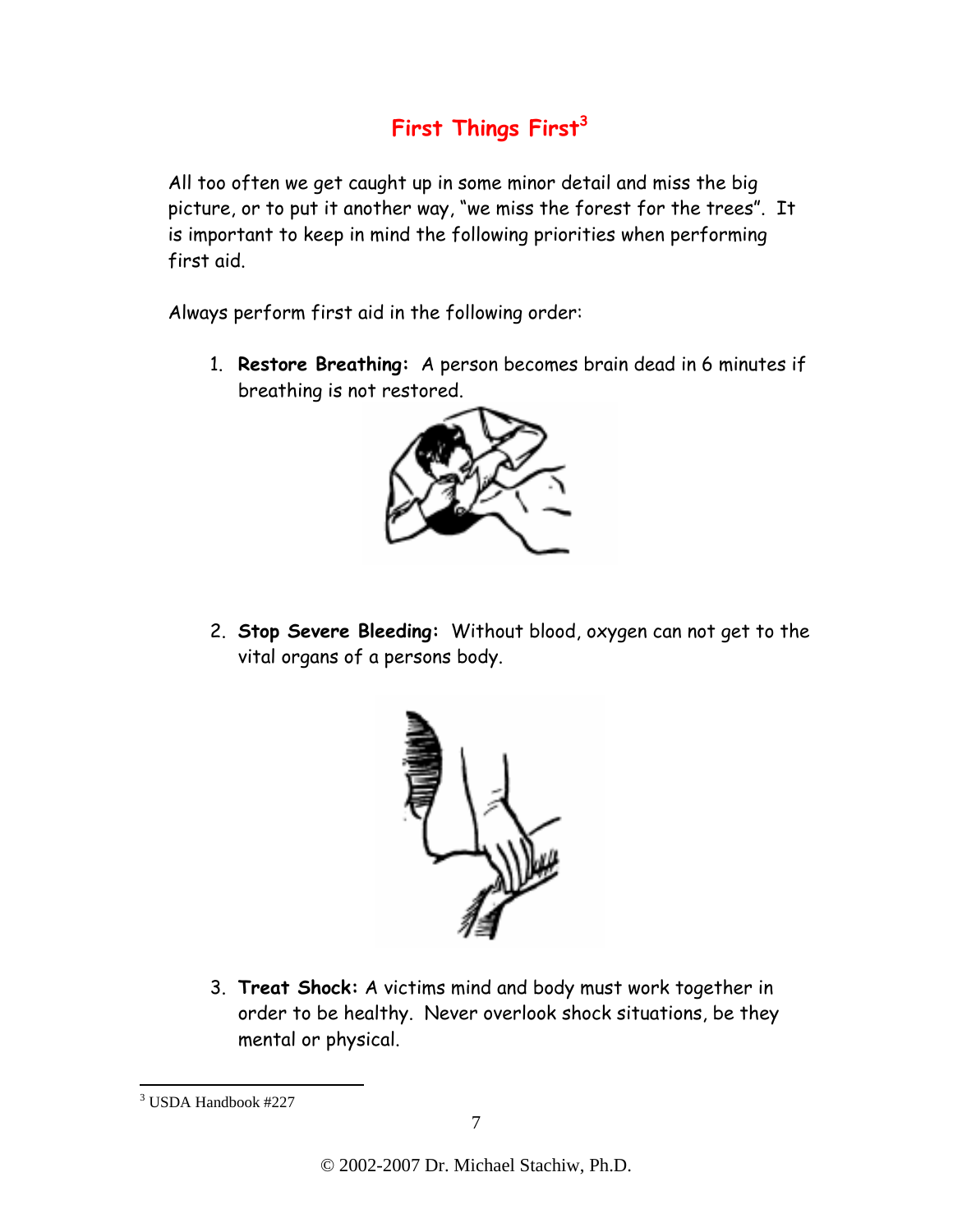# First Things First[3]

All too often we get caught up in some minor detail and miss the big picture, or to put it another way, "we miss the forest for the trees". It is important to keep in mind the following priorities when performing first aid.

Always perform first aid in the following order:

1. **Restore Breathing:** A person becomes brain dead in 6 minutes if breathing is not restored.

2. **Stop Severe Bleeding:** Without blood, oxygen can not get to the vital organs of a persons body.

3. **Treat Shock:** A victims mind and body must work together in order to be healthy. Never overlook shock situations, be they mental or physical.

---

[3] USDA Handbook #227

© 2002-2007 Dr. Michael Stachiw, Ph.D.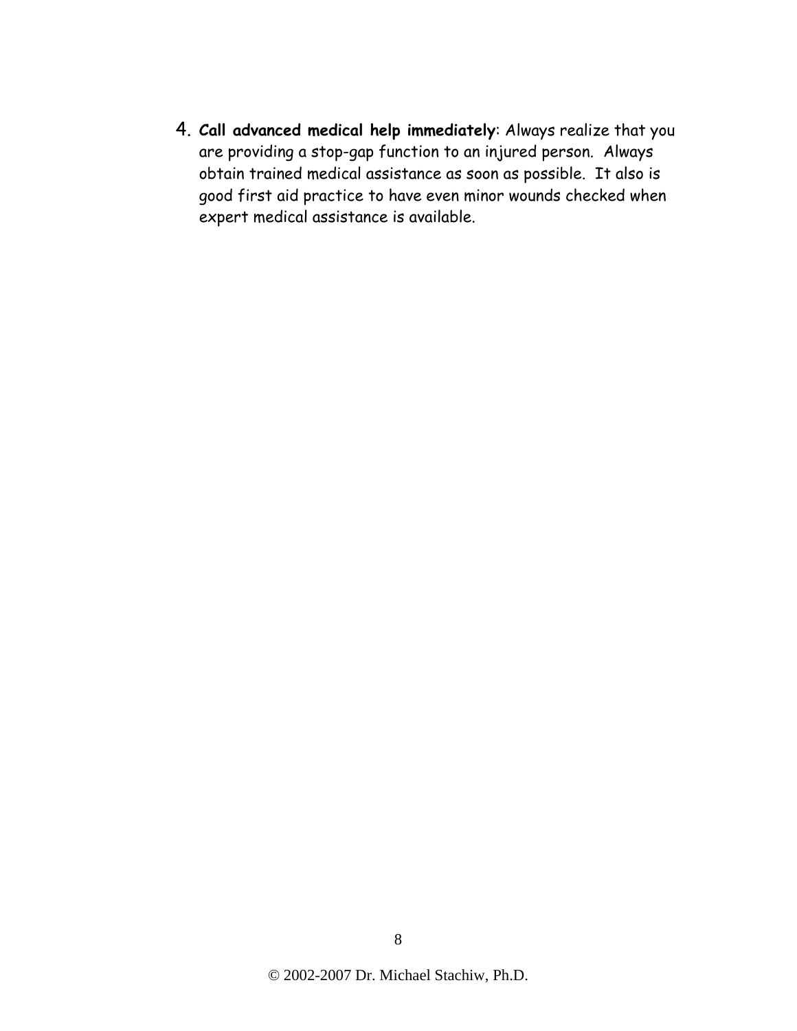4. **Call advanced medical help immediately**: Always realize that you are providing a stop-gap function to an injured person. Always obtain trained medical assistance as soon as possible. It also is good first aid practice to have even minor wounds checked when expert medical assistance is available.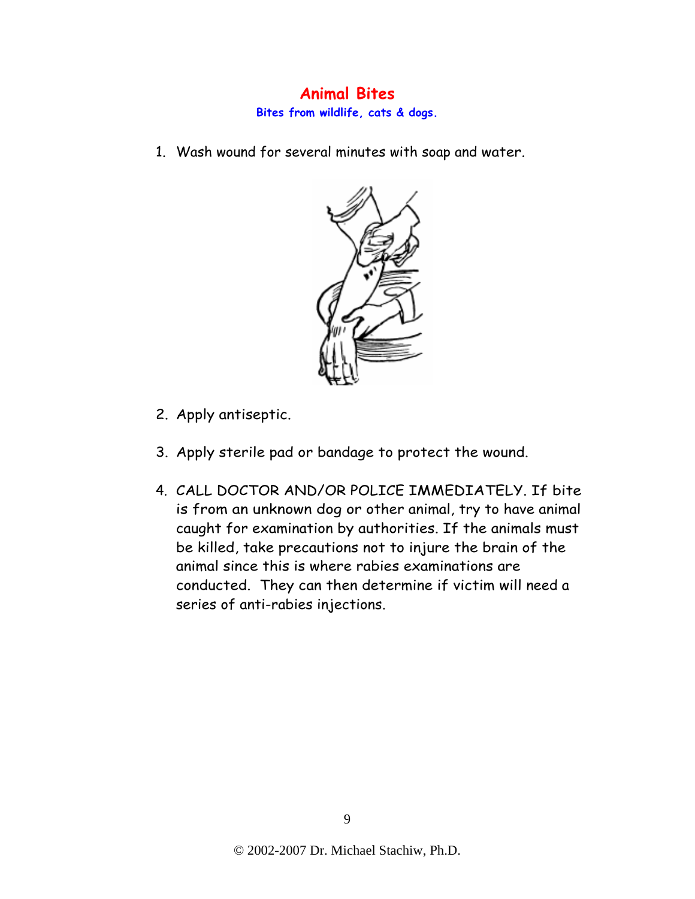# Animal Bites

**Bites from wildlife, cats & dogs.**

1. Wash wound for several minutes with soap and water.

2. Apply antiseptic.

3. Apply sterile pad or bandage to protect the wound.

4. CALL DOCTOR AND/OR POLICE IMMEDIATELY. If bite is from an unknown dog or other animal, try to have animal caught for examination by authorities. If the animals must be killed, take precautions not to injure the brain of the animal since this is where rabies examinations are conducted. They can then determine if victim will need a series of anti-rabies injections.

© 2002-2007 Dr. Michael Stachiw, Ph.D.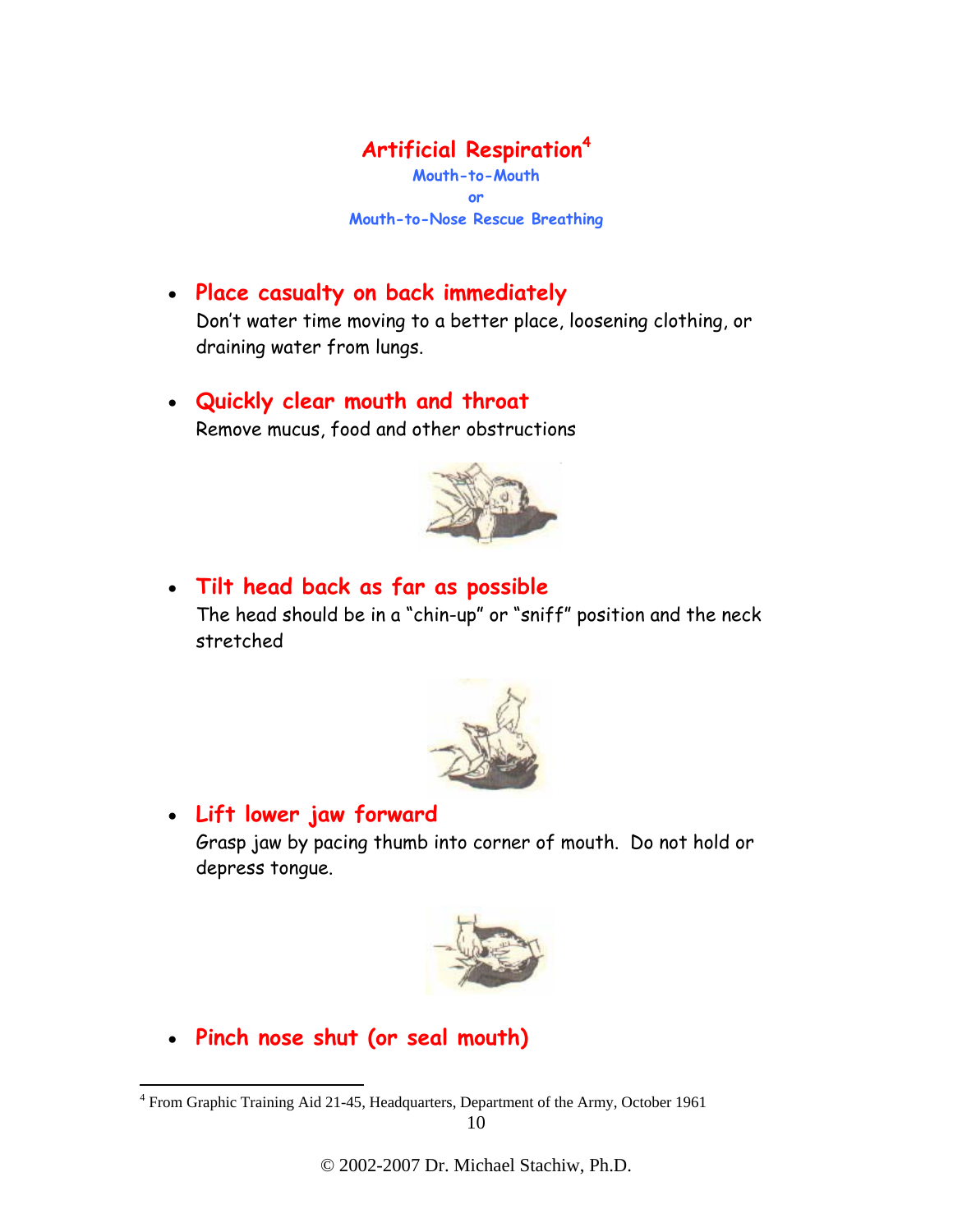# Artificial Respiration[4]

### Mouth-to-Mouth
### or
### Mouth-to-Nose Rescue Breathing

- **Place casualty on back immediately**
  Don't water time moving to a better place, loosening clothing, or draining water from lungs.

- **Quickly clear mouth and throat**
  Remove mucus, food and other obstructions

- **Tilt head back as far as possible**
  The head should be in a "chin-up" or "sniff" position and the neck stretched

- **Lift lower jaw forward**
  Grasp jaw by pacing thumb into corner of mouth. Do not hold or depress tongue.

- **Pinch nose shut (or seal mouth)**

---

[4] From Graphic Training Aid 21-45, Headquarters, Department of the Army, October 1961

© 2002-2007 Dr. Michael Stachiw, Ph.D.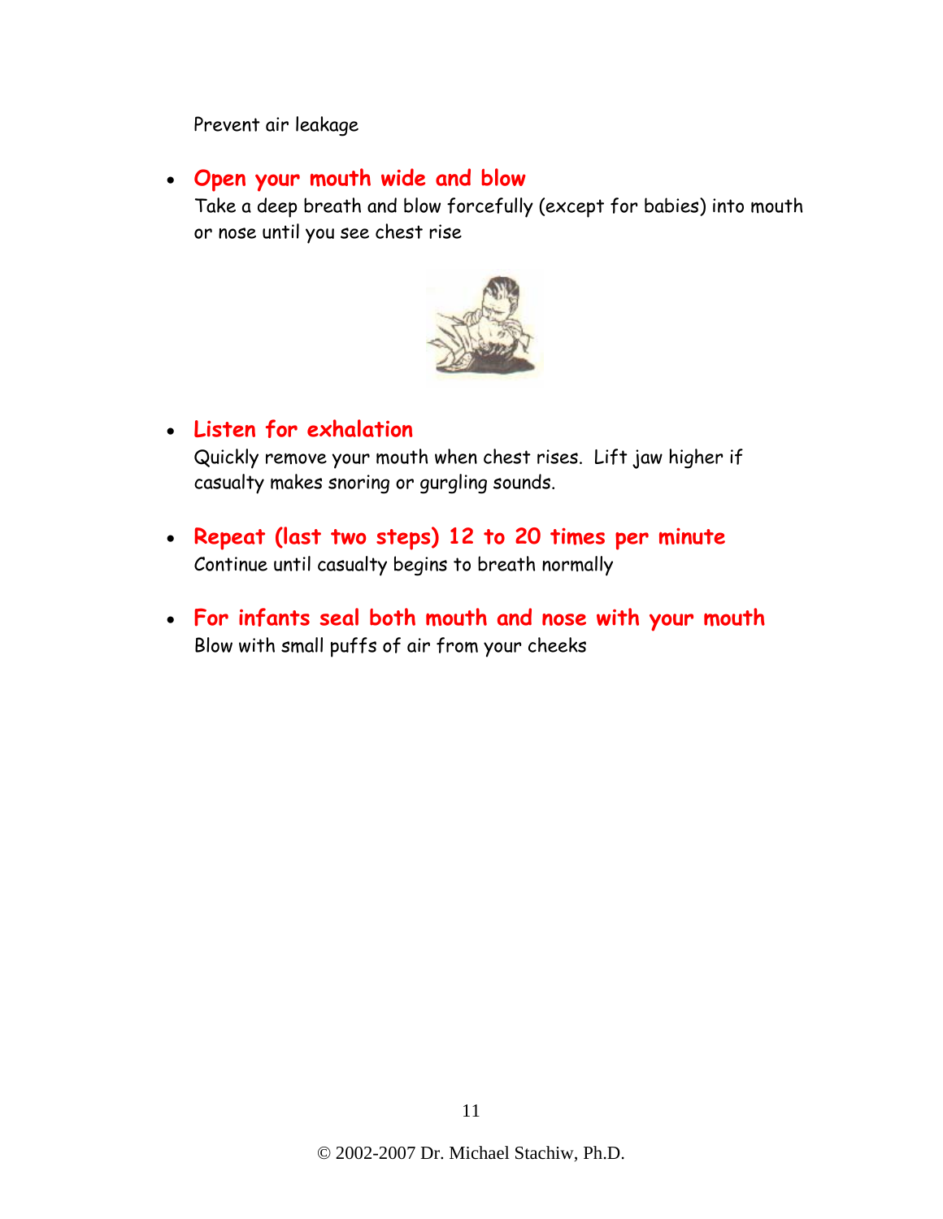Prevent air leakage

- **Open your mouth wide and blow**
  Take a deep breath and blow forcefully (except for babies) into mouth or nose until you see chest rise

- **Listen for exhalation**
  Quickly remove your mouth when chest rises. Lift jaw higher if casualty makes snoring or gurgling sounds.

- **Repeat (last two steps) 12 to 20 times per minute**
  Continue until casualty begins to breath normally

- **For infants seal both mouth and nose with your mouth**
  Blow with small puffs of air from your cheeks

© 2002-2007 Dr. Michael Stachiw, Ph.D.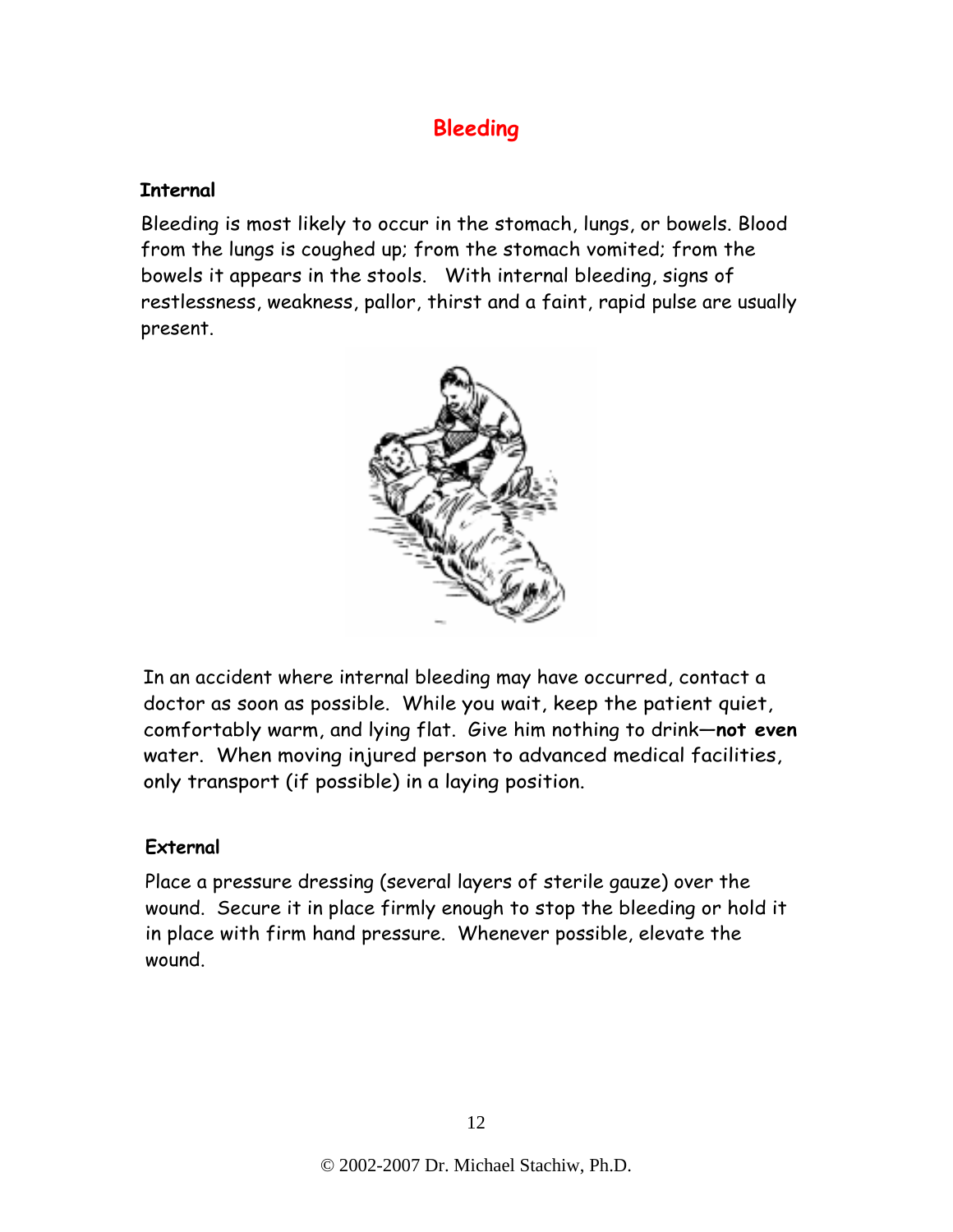# Bleeding

## Internal

Bleeding is most likely to occur in the stomach, lungs, or bowels. Blood from the lungs is coughed up; from the stomach vomited; from the bowels it appears in the stools. With internal bleeding, signs of restlessness, weakness, pallor, thirst and a faint, rapid pulse are usually present.

In an accident where internal bleeding may have occurred, contact a doctor as soon as possible. While you wait, keep the patient quiet, comfortably warm, and lying flat. Give him nothing to drink—**not even** water. When moving injured person to advanced medical facilities, only transport (if possible) in a laying position.

## External

Place a pressure dressing (several layers of sterile gauze) over the wound. Secure it in place firmly enough to stop the bleeding or hold it in place with firm hand pressure. Whenever possible, elevate the wound.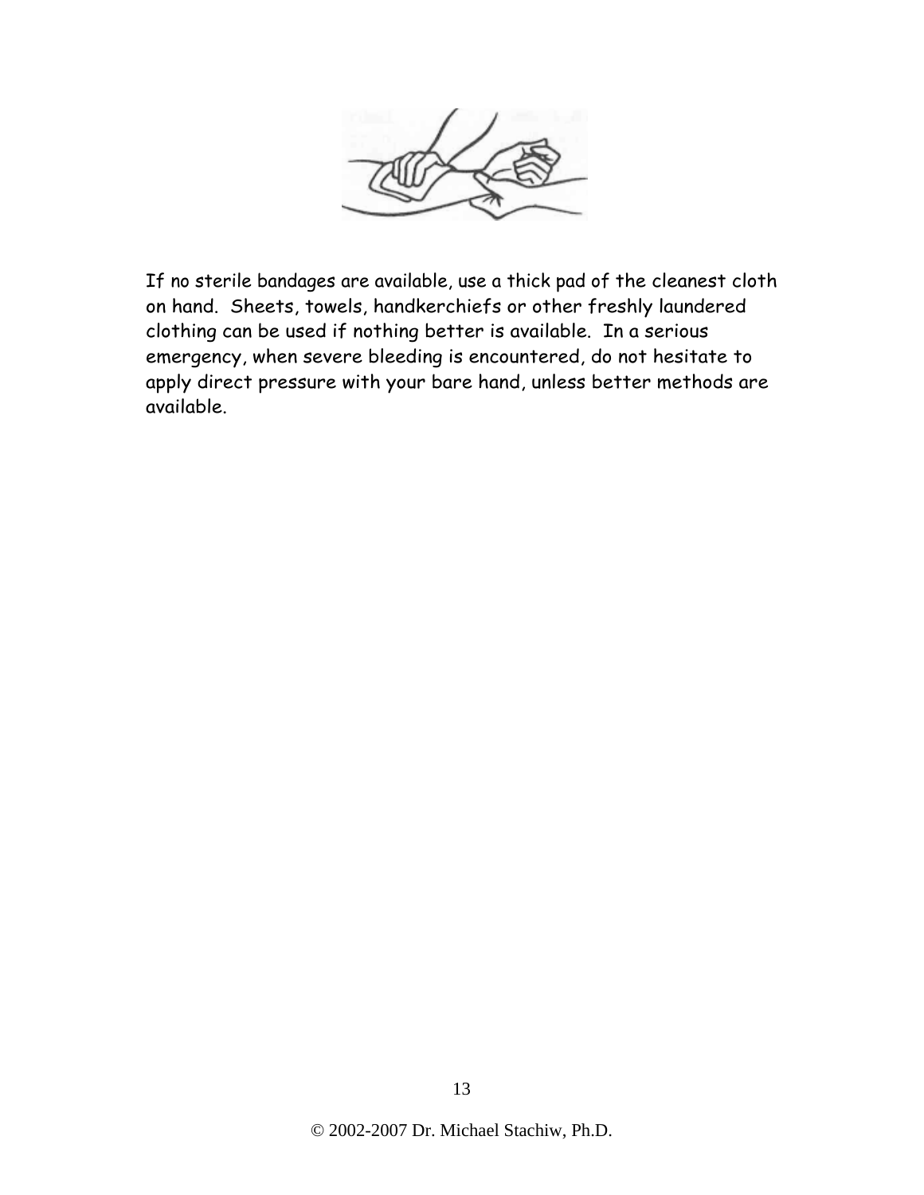If no sterile bandages are available, use a thick pad of the cleanest cloth on hand. Sheets, towels, handkerchiefs or other freshly laundered clothing can be used if nothing better is available. In a serious emergency, when severe bleeding is encountered, do not hesitate to apply direct pressure with your bare hand, unless better methods are available.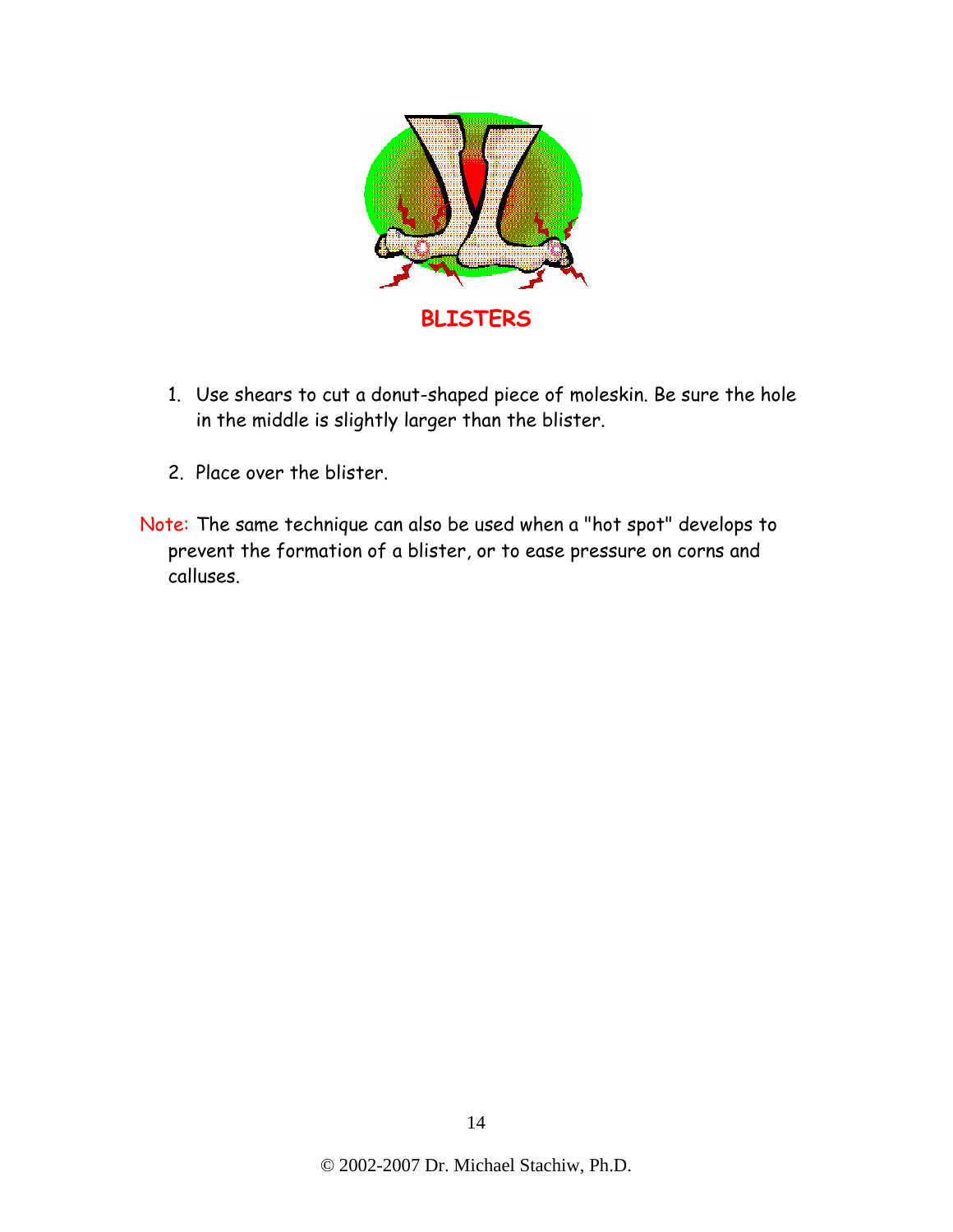## BLISTERS

1. Use shears to cut a donut-shaped piece of moleskin. Be sure the hole in the middle is slightly larger than the blister.

2. Place over the blister.

Note: The same technique can also be used when a "hot spot" develops to prevent the formation of a blister, or to ease pressure on corns and calluses.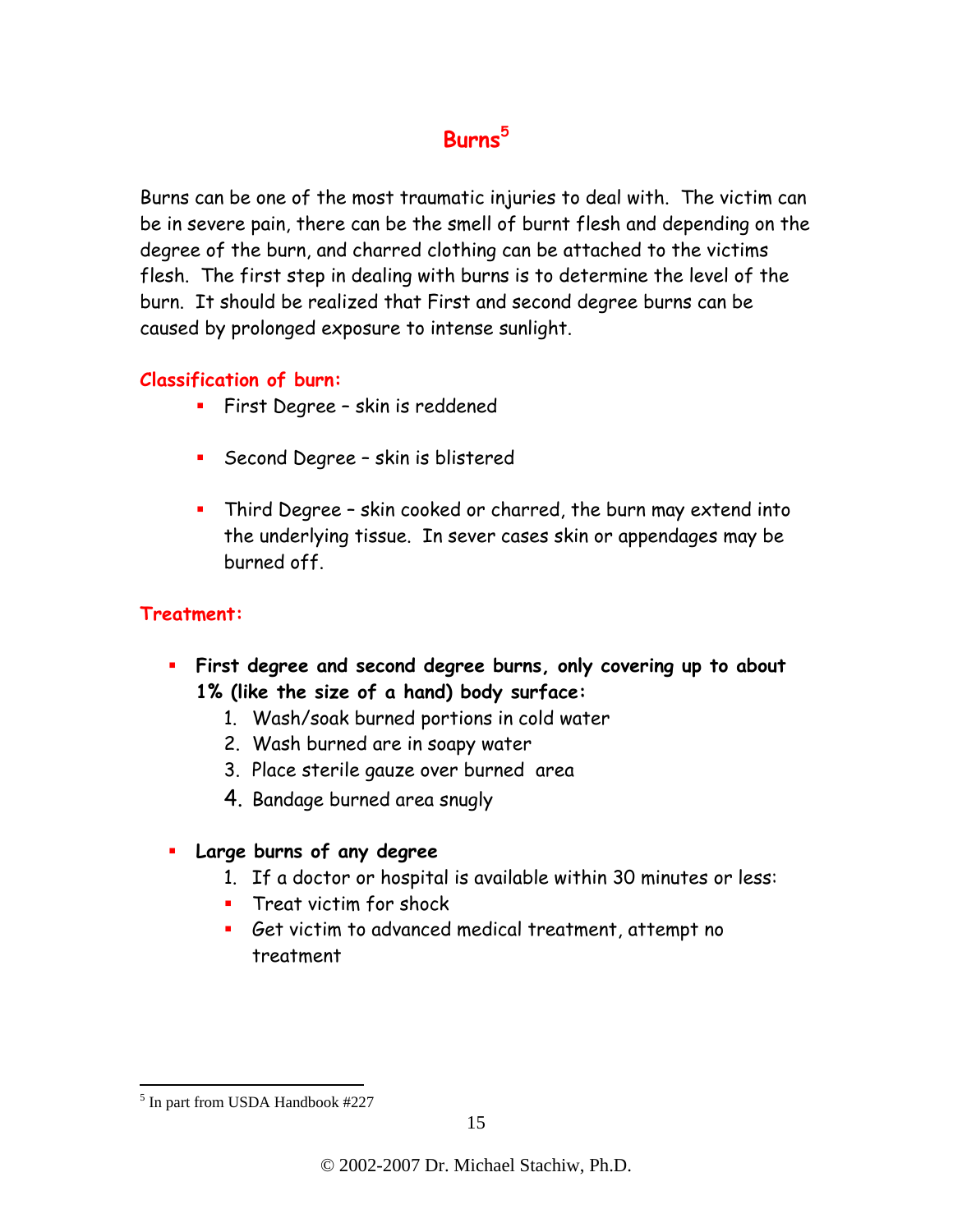# Burns[5]

Burns can be one of the most traumatic injuries to deal with. The victim can be in severe pain, there can be the smell of burnt flesh and depending on the degree of the burn, and charred clothing can be attached to the victims flesh. The first step in dealing with burns is to determine the level of the burn. It should be realized that First and second degree burns can be caused by prolonged exposure to intense sunlight.

## Classification of burn:

- First Degree – skin is reddened
- Second Degree – skin is blistered
- Third Degree – skin cooked or charred, the burn may extend into the underlying tissue. In sever cases skin or appendages may be burned off.

## Treatment:

- **First degree and second degree burns, only covering up to about 1% (like the size of a hand) body surface:**
  1. Wash/soak burned portions in cold water
  2. Wash burned are in soapy water
  3. Place sterile gauze over burned area
  4. Bandage burned area snugly

- **Large burns of any degree**
  1. If a doctor or hospital is available within 30 minutes or less:
  - Treat victim for shock
  - Get victim to advanced medical treatment, attempt no treatment

---

[5] In part from USDA Handbook #227

© 2002-2007 Dr. Michael Stachiw, Ph.D.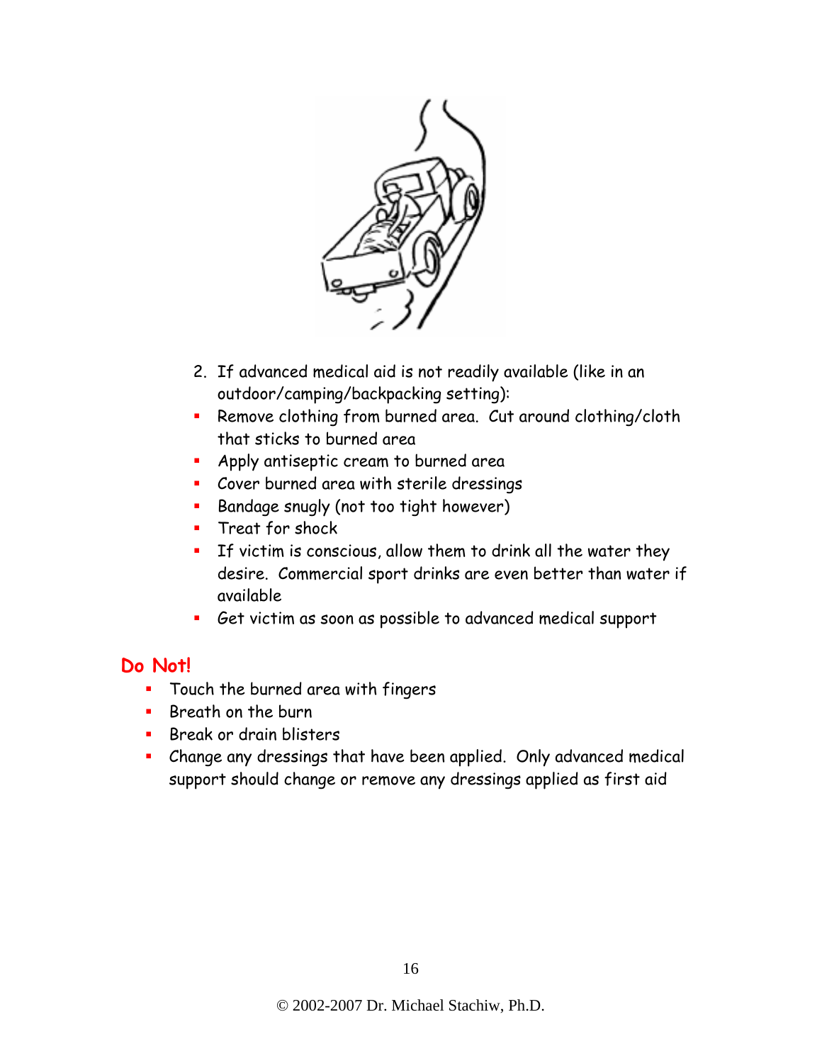2. If advanced medical aid is not readily available (like in an outdoor/camping/backpacking setting):

- Remove clothing from burned area. Cut around clothing/cloth that sticks to burned area
- Apply antiseptic cream to burned area
- Cover burned area with sterile dressings
- Bandage snugly (not too tight however)
- Treat for shock
- If victim is conscious, allow them to drink all the water they desire. Commercial sport drinks are even better than water if available
- Get victim as soon as possible to advanced medical support

## Do Not!

- Touch the burned area with fingers
- Breath on the burn
- Break or drain blisters
- Change any dressings that have been applied. Only advanced medical support should change or remove any dressings applied as first aid

© 2002-2007 Dr. Michael Stachiw, Ph.D.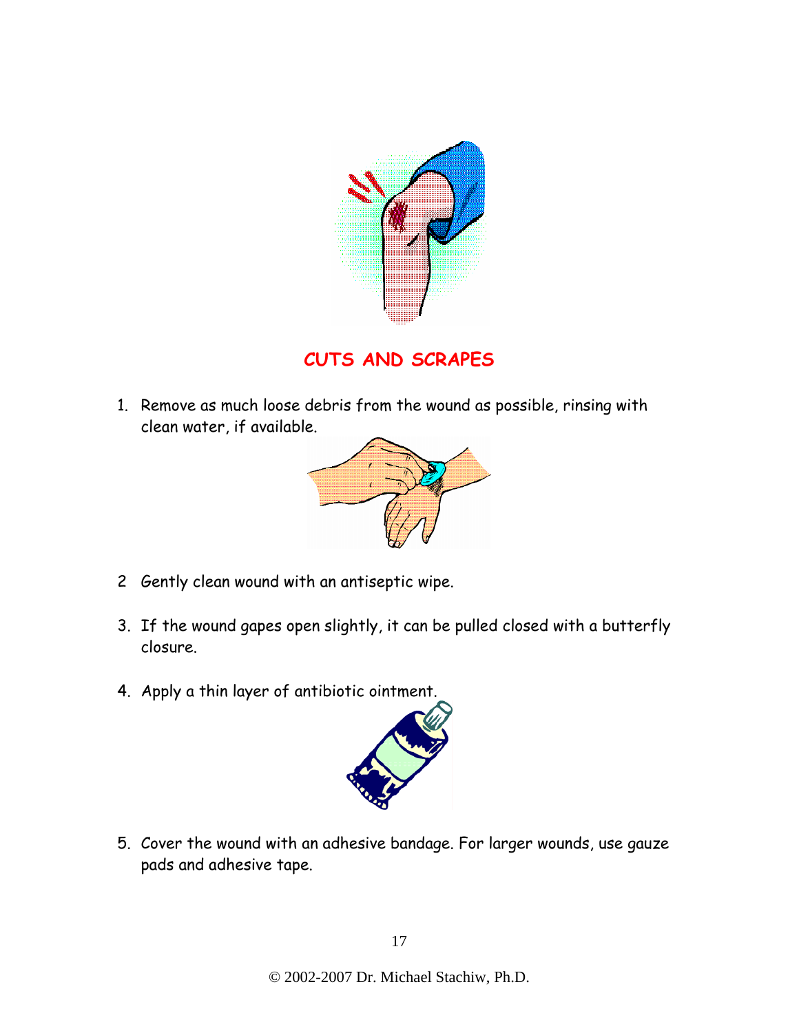## CUTS AND SCRAPES

1. Remove as much loose debris from the wound as possible, rinsing with clean water, if available.

2 Gently clean wound with an antiseptic wipe.

3. If the wound gapes open slightly, it can be pulled closed with a butterfly closure.

4. Apply a thin layer of antibiotic ointment.

5. Cover the wound with an adhesive bandage. For larger wounds, use gauze pads and adhesive tape.

© 2002-2007 Dr. Michael Stachiw, Ph.D.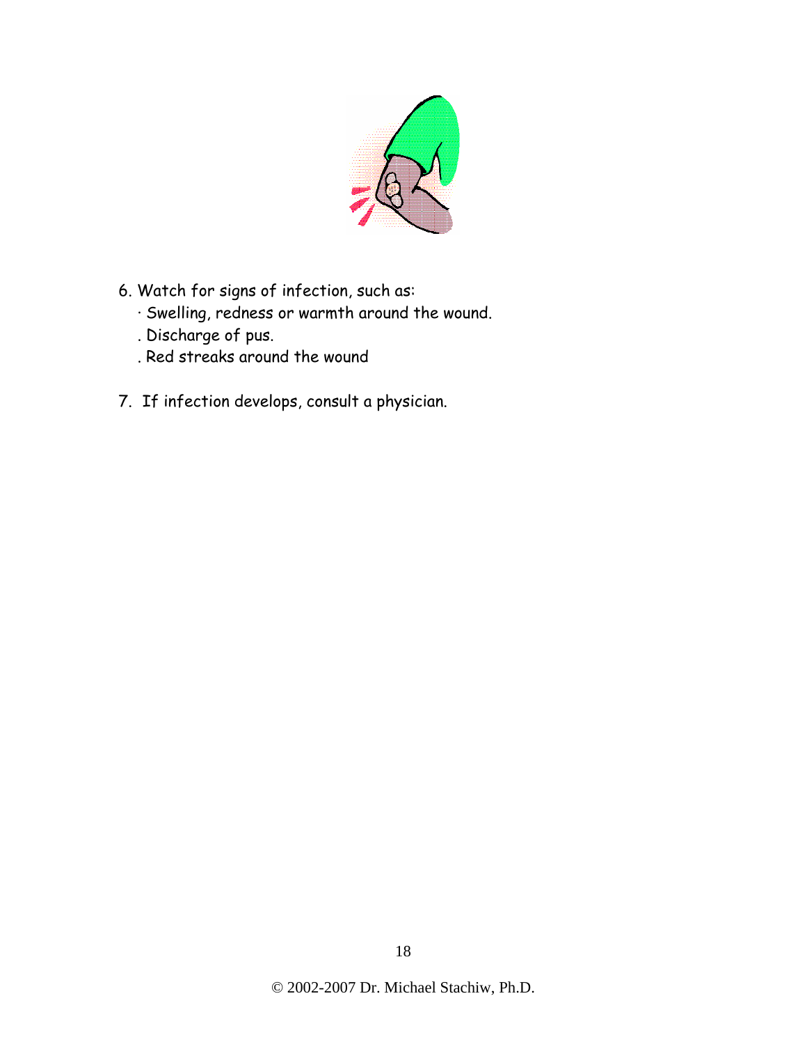6. Watch for signs of infection, such as:
   · Swelling, redness or warmth around the wound.
   . Discharge of pus.
   . Red streaks around the wound

7. If infection develops, consult a physician.

© 2002-2007 Dr. Michael Stachiw, Ph.D.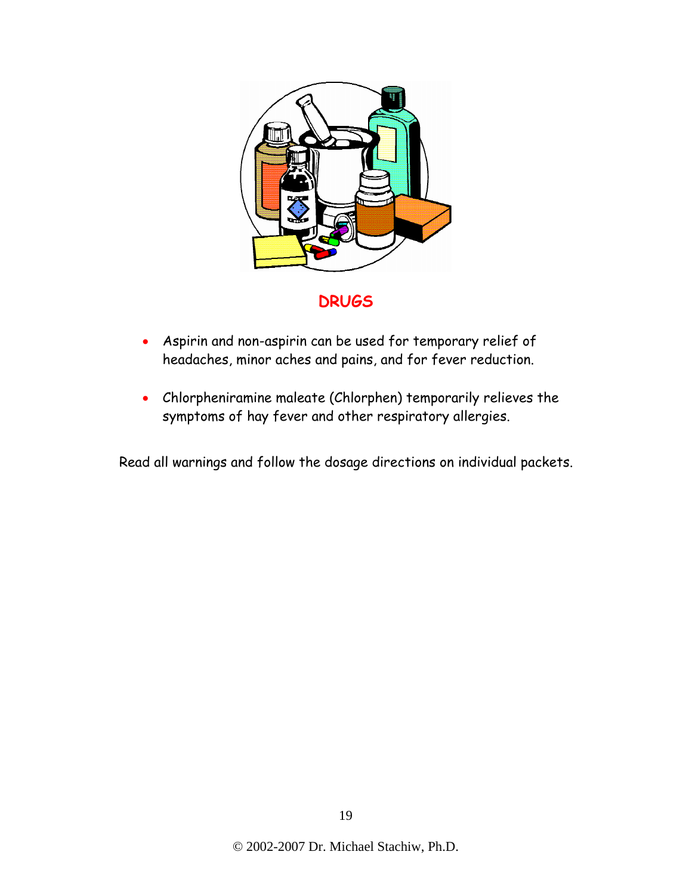## DRUGS

- Aspirin and non-aspirin can be used for temporary relief of headaches, minor aches and pains, and for fever reduction.
- Chlorpheniramine maleate (Chlorphen) temporarily relieves the symptoms of hay fever and other respiratory allergies.

Read all warnings and follow the dosage directions on individual packets.

© 2002-2007 Dr. Michael Stachiw, Ph.D.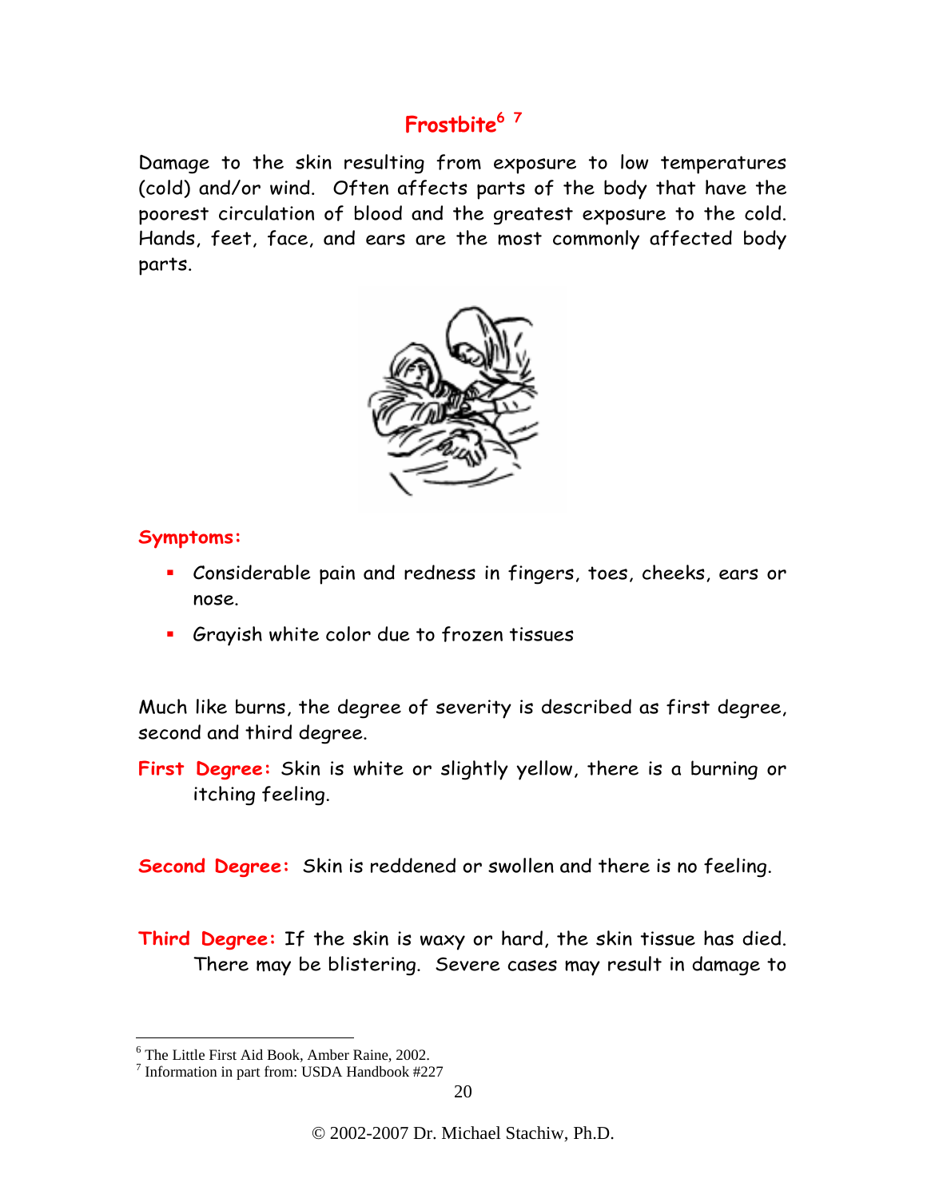## Frostbite[6] [7]

Damage to the skin resulting from exposure to low temperatures (cold) and/or wind. Often affects parts of the body that have the poorest circulation of blood and the greatest exposure to the cold. Hands, feet, face, and ears are the most commonly affected body parts.

**Symptoms:**

- Considerable pain and redness in fingers, toes, cheeks, ears or nose.
- Grayish white color due to frozen tissues

Much like burns, the degree of severity is described as first degree, second and third degree.

**First Degree:** Skin is white or slightly yellow, there is a burning or itching feeling.

**Second Degree:** Skin is reddened or swollen and there is no feeling.

**Third Degree:** If the skin is waxy or hard, the skin tissue has died. There may be blistering. Severe cases may result in damage to

---

[6] The Little First Aid Book, Amber Raine, 2002.

[7] Information in part from: USDA Handbook #227

© 2002-2007 Dr. Michael Stachiw, Ph.D.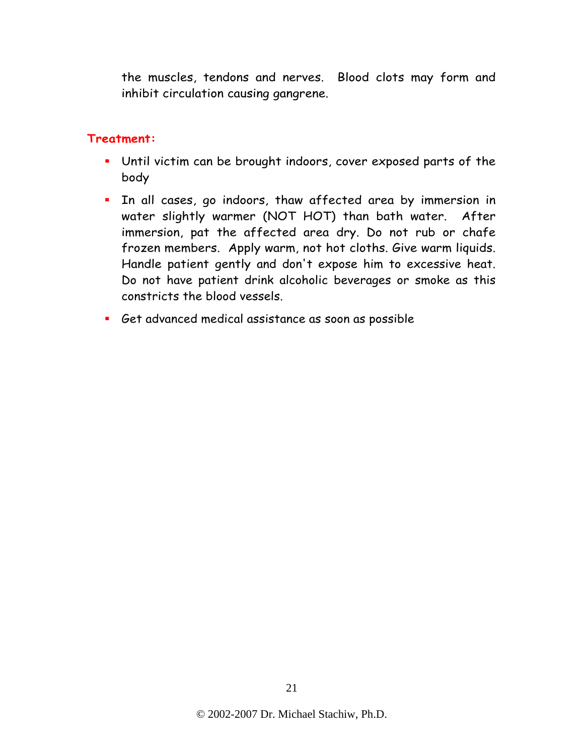the muscles, tendons and nerves. Blood clots may form and inhibit circulation causing gangrene.

**Treatment:**

- Until victim can be brought indoors, cover exposed parts of the body
- In all cases, go indoors, thaw affected area by immersion in water slightly warmer (NOT HOT) than bath water. After immersion, pat the affected area dry. Do not rub or chafe frozen members. Apply warm, not hot cloths. Give warm liquids. Handle patient gently and don't expose him to excessive heat. Do not have patient drink alcoholic beverages or smoke as this constricts the blood vessels.
- Get advanced medical assistance as soon as possible

© 2002-2007 Dr. Michael Stachiw, Ph.D.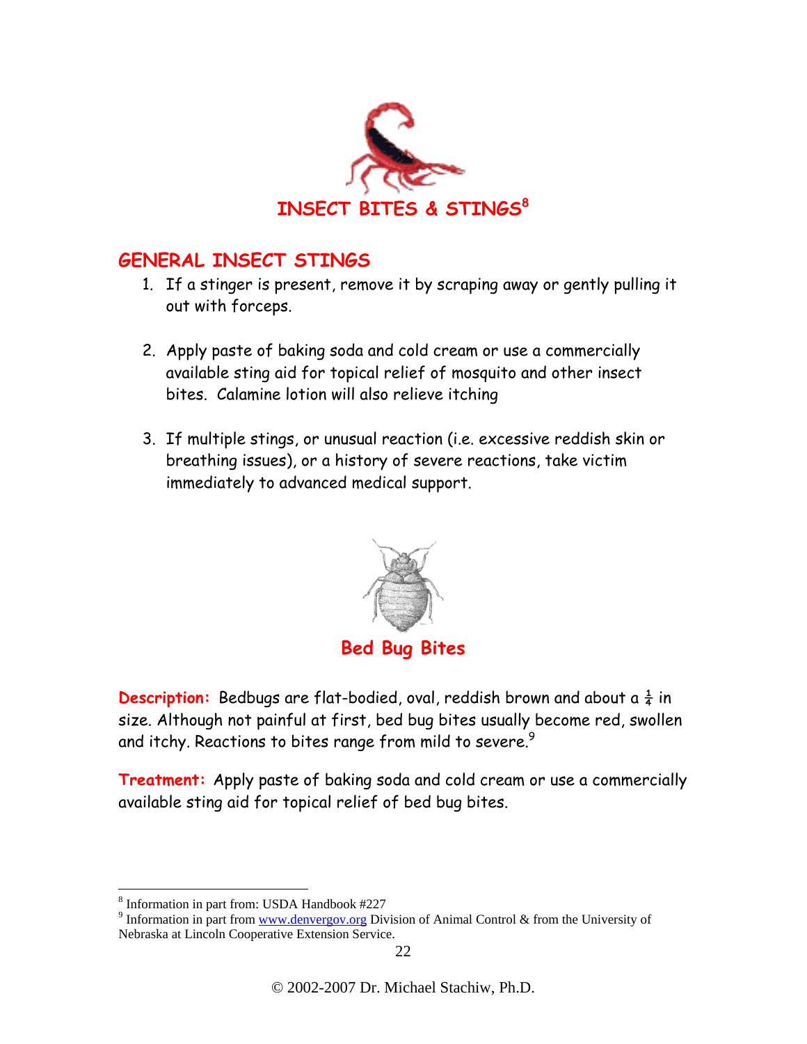# INSECT BITES & STINGS[8]

## GENERAL INSECT STINGS

1. If a stinger is present, remove it by scraping away or gently pulling it out with forceps.

2. Apply paste of baking soda and cold cream or use a commercially available sting aid for topical relief of mosquito and other insect bites. Calamine lotion will also relieve itching

3. If multiple stings, or unusual reaction (i.e. excessive reddish skin or breathing issues), or a history of severe reactions, take victim immediately to advanced medical support.

## Bed Bug Bites

**Description:** Bedbugs are flat-bodied, oval, reddish brown and about a ¼ in size. Although not painful at first, bed bug bites usually become red, swollen and itchy. Reactions to bites range from mild to severe.[9]

**Treatment:** Apply paste of baking soda and cold cream or use a commercially available sting aid for topical relief of bed bug bites.

---

[8] Information in part from: USDA Handbook #227

[9] Information in part from www.denvergov.org Division of Animal Control & from the University of Nebraska at Lincoln Cooperative Extension Service.

© 2002-2007 Dr. Michael Stachiw, Ph.D.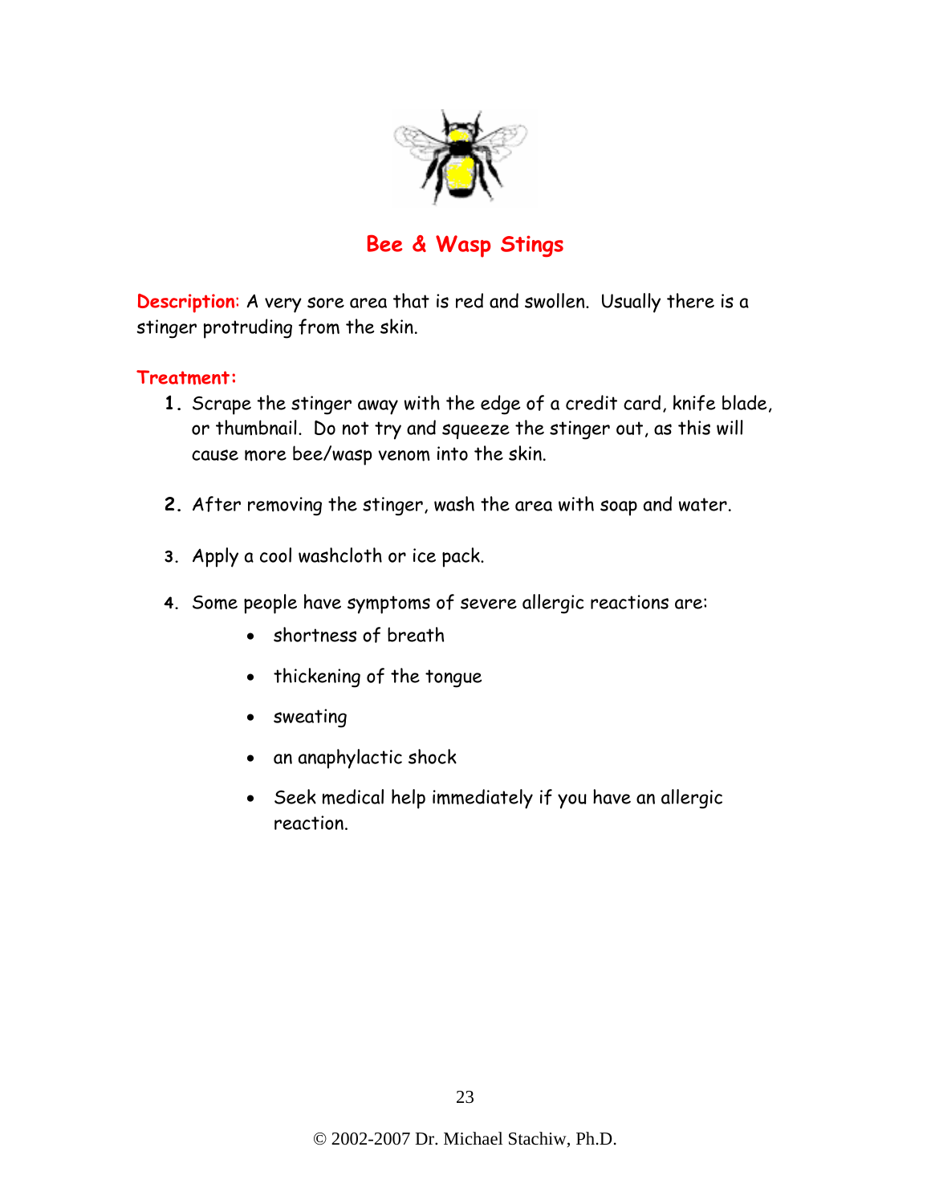# Bee & Wasp Stings

**Description:** A very sore area that is red and swollen. Usually there is a stinger protruding from the skin.

**Treatment:**

1. Scrape the stinger away with the edge of a credit card, knife blade, or thumbnail. Do not try and squeeze the stinger out, as this will cause more bee/wasp venom into the skin.

2. After removing the stinger, wash the area with soap and water.

3. Apply a cool washcloth or ice pack.

4. Some people have symptoms of severe allergic reactions are:
   - shortness of breath
   - thickening of the tongue
   - sweating
   - an anaphylactic shock
   - Seek medical help immediately if you have an allergic reaction.

© 2002-2007 Dr. Michael Stachiw, Ph.D.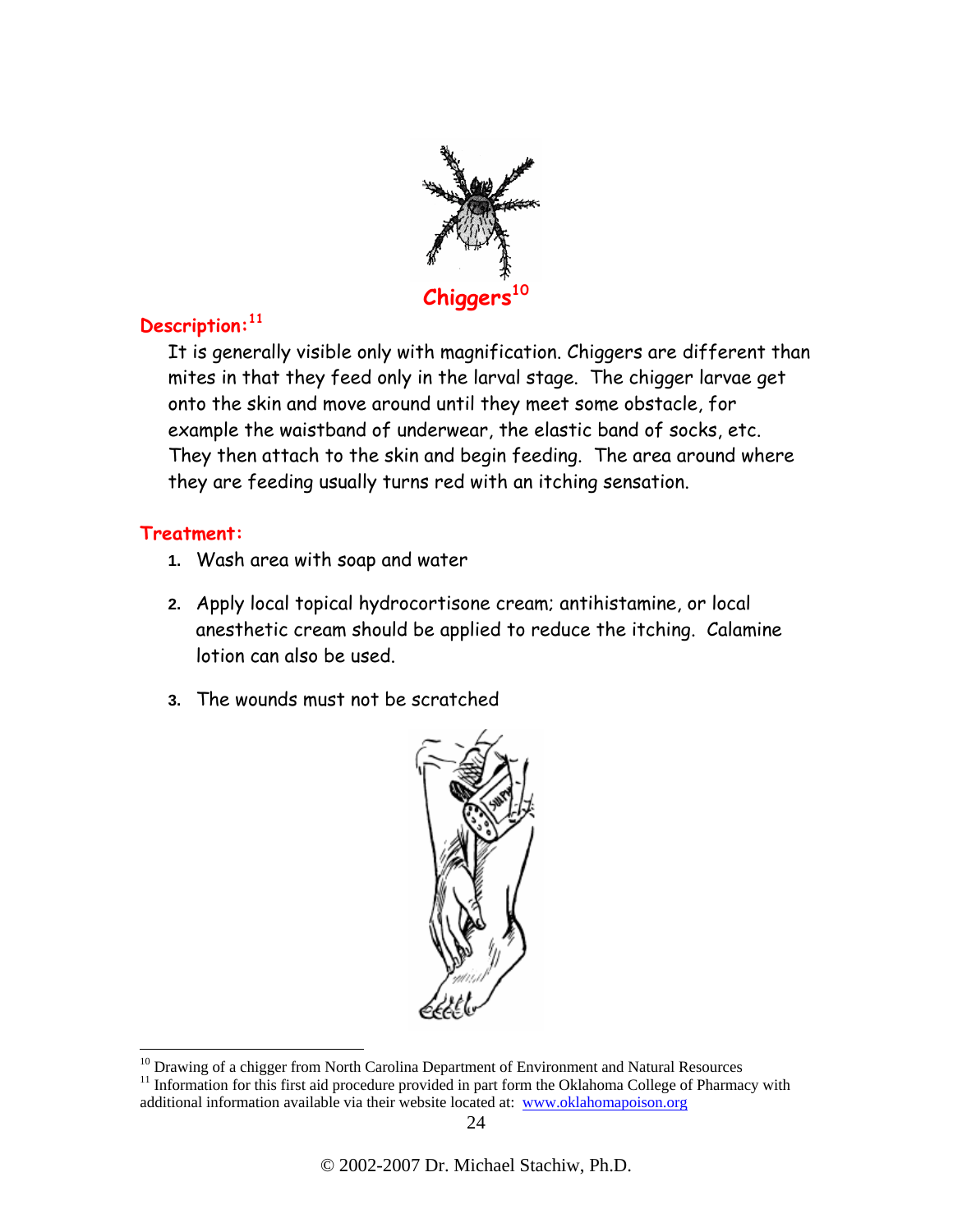# Chiggers[10]

## Description:[11]

It is generally visible only with magnification. Chiggers are different than mites in that they feed only in the larval stage. The chigger larvae get onto the skin and move around until they meet some obstacle, for example the waistband of underwear, the elastic band of socks, etc. They then attach to the skin and begin feeding. The area around where they are feeding usually turns red with an itching sensation.

## Treatment:

1. Wash area with soap and water
2. Apply local topical hydrocortisone cream; antihistamine, or local anesthetic cream should be applied to reduce the itching. Calamine lotion can also be used.
3. The wounds must not be scratched

---

[10] Drawing of a chigger from North Carolina Department of Environment and Natural Resources

[11] Information for this first aid procedure provided in part form the Oklahoma College of Pharmacy with additional information available via their website located at: www.oklahomapoison.org

© 2002-2007 Dr. Michael Stachiw, Ph.D.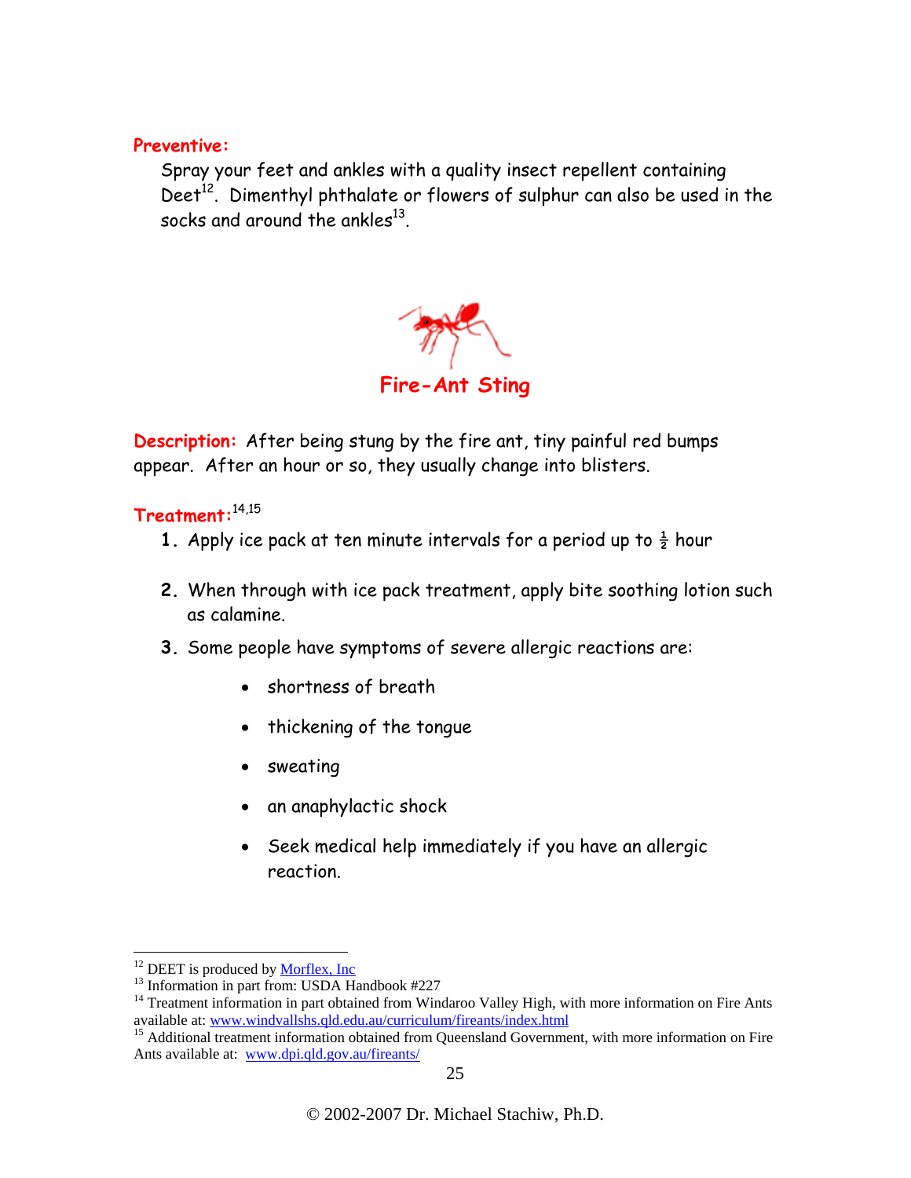**Preventive:**

Spray your feet and ankles with a quality insect repellent containing Deet[12]. Dimenthyl phthalate or flowers of sulphur can also be used in the socks and around the ankles[13].

## Fire-Ant Sting

**Description:** After being stung by the fire ant, tiny painful red bumps appear. After an hour or so, they usually change into blisters.

**Treatment:**[14,15]

1. Apply ice pack at ten minute intervals for a period up to ½ hour
2. When through with ice pack treatment, apply bite soothing lotion such as calamine.
3. Some people have symptoms of severe allergic reactions are:
    - shortness of breath
    - thickening of the tongue
    - sweating
    - an anaphylactic shock
    - Seek medical help immediately if you have an allergic reaction.

---

[12] DEET is produced by [Morflex, Inc](#)

[13] Information in part from: USDA Handbook #227

[14] Treatment information in part obtained from Windaroo Valley High, with more information on Fire Ants available at: [www.windvallshs.qld.edu.au/curriculum/fireants/index.html](www.windvallshs.qld.edu.au/curriculum/fireants/index.html)

[15] Additional treatment information obtained from Queensland Government, with more information on Fire Ants available at: [www.dpi.qld.gov.au/fireants/](www.dpi.qld.gov.au/fireants/)

© 2002-2007 Dr. Michael Stachiw, Ph.D.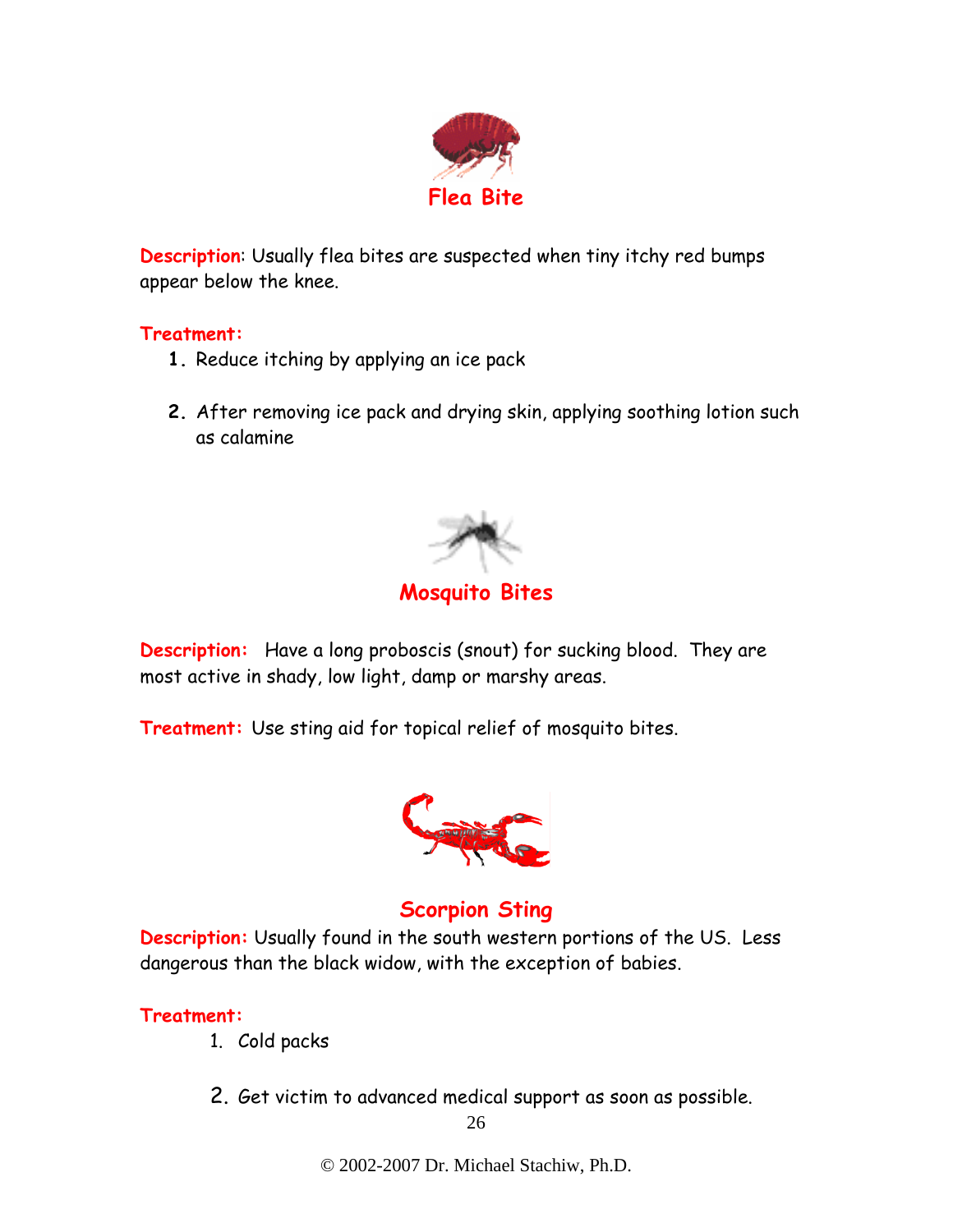## Flea Bite

**Description**: Usually flea bites are suspected when tiny itchy red bumps appear below the knee.

**Treatment:**

1. Reduce itching by applying an ice pack
2. After removing ice pack and drying skin, applying soothing lotion such as calamine

## Mosquito Bites

**Description:** Have a long proboscis (snout) for sucking blood. They are most active in shady, low light, damp or marshy areas.

**Treatment:** Use sting aid for topical relief of mosquito bites.

## Scorpion Sting

**Description:** Usually found in the south western portions of the US. Less dangerous than the black widow, with the exception of babies.

**Treatment:**

1. Cold packs
2. Get victim to advanced medical support as soon as possible.

© 2002-2007 Dr. Michael Stachiw, Ph.D.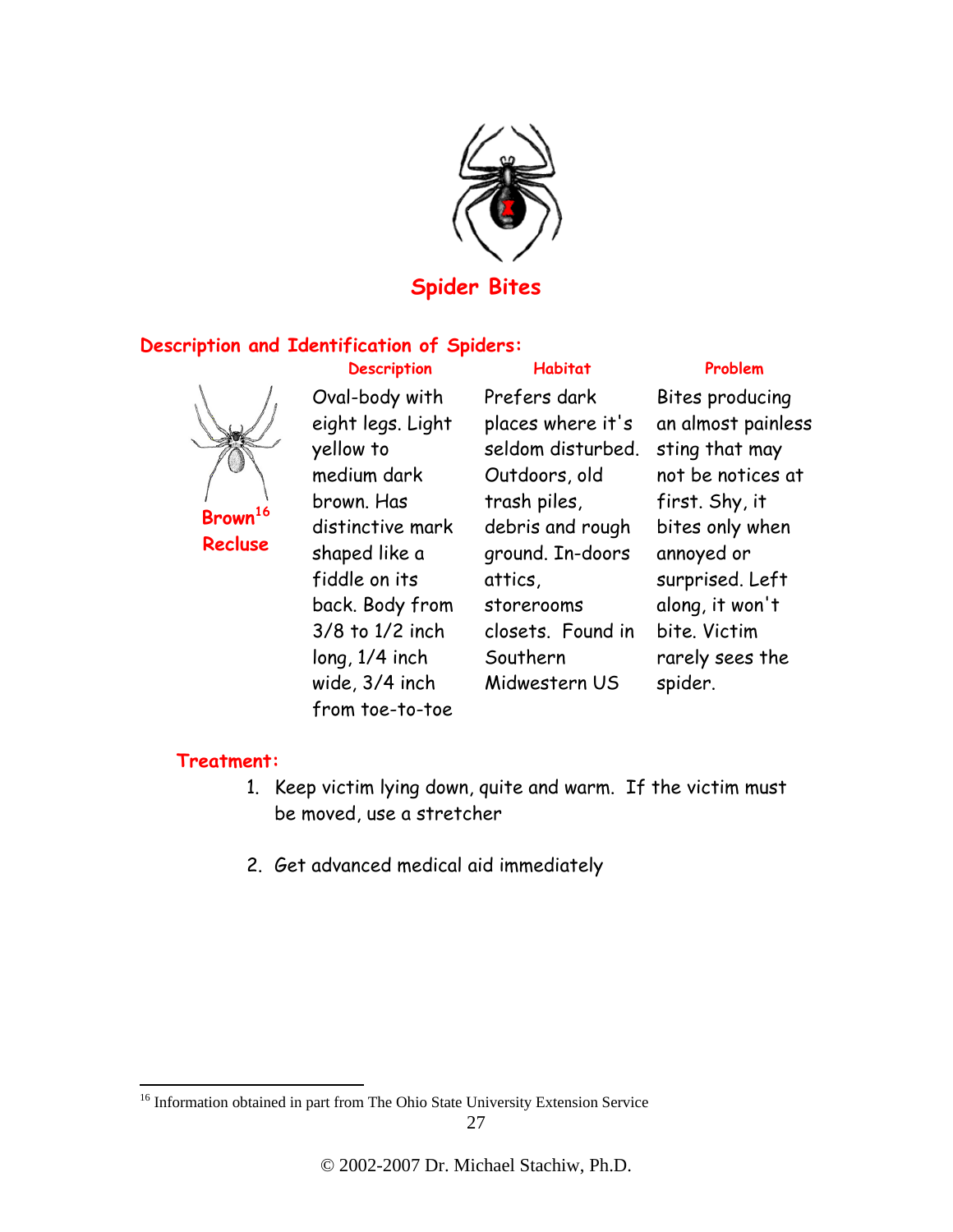# Spider Bites

## Description and Identification of Spiders:

| | Description | Habitat | Problem |
|---|---|---|---|
| Brown[16] Recluse | Oval-body with eight legs. Light yellow to medium dark brown. Has distinctive mark shaped like a fiddle on its back. Body from 3/8 to 1/2 inch long, 1/4 inch wide, 3/4 inch from toe-to-toe | Prefers dark places where it's seldom disturbed. Outdoors, old trash piles, debris and rough ground. In-doors attics, storerooms closets. Found in Southern Midwestern US | Bites producing an almost painless sting that may not be notices at first. Shy, it bites only when annoyed or surprised. Left along, it won't bite. Victim rarely sees the spider. |

## Treatment:

1. Keep victim lying down, quite and warm. If the victim must be moved, use a stretcher

2. Get advanced medical aid immediately

---

[16] Information obtained in part from The Ohio State University Extension Service

© 2002-2007 Dr. Michael Stachiw, Ph.D.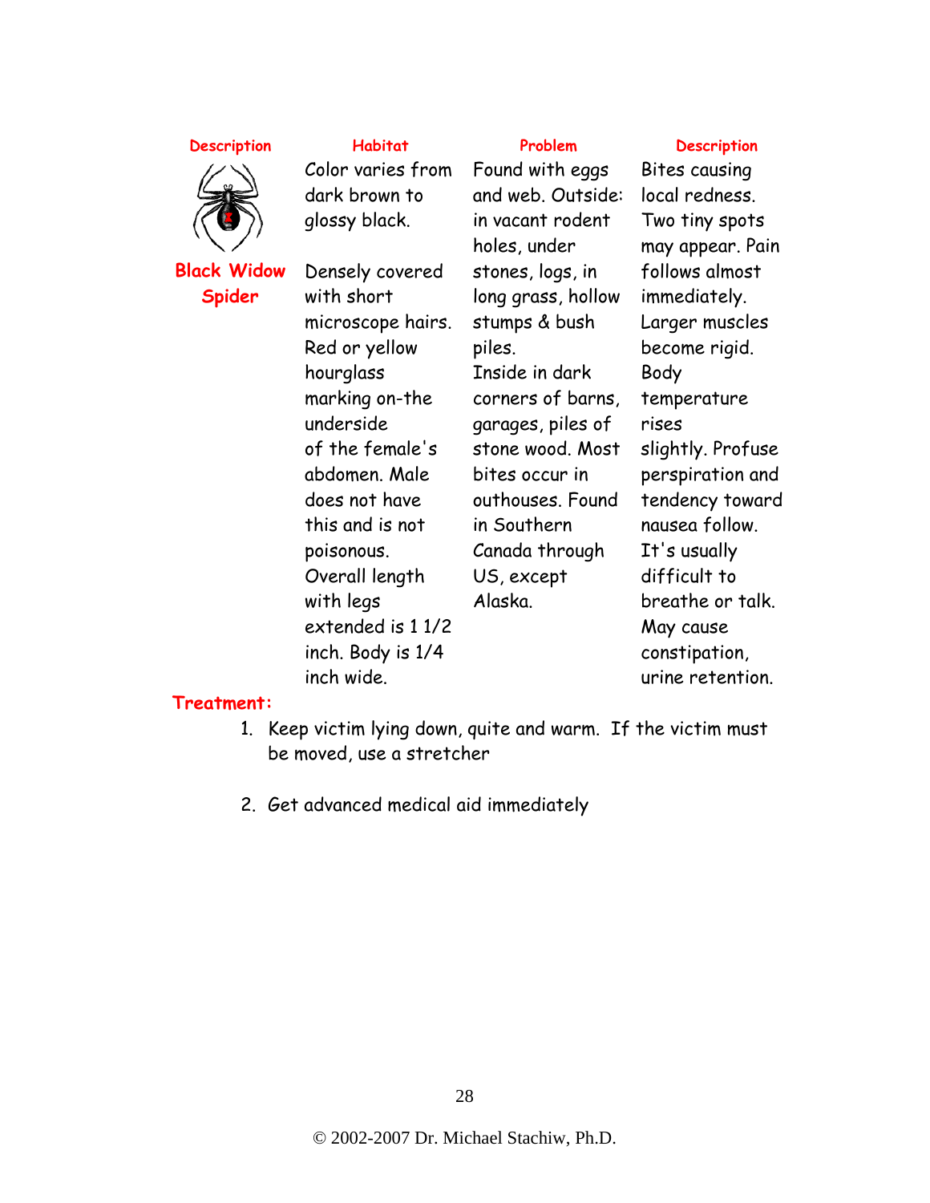| Description | Habitat | Problem | Description |
| --- | --- | --- | --- |
| **Black Widow Spider** | Color varies from dark brown to glossy black.<br><br>Densely covered with short microscope hairs. Red or yellow hourglass marking on-the underside of the female's abdomen. Male does not have this and is not poisonous. Overall length with legs extended is 1 1/2 inch. Body is 1/4 inch wide. | Found with eggs and web. Outside: in vacant rodent holes, under stones, logs, in long grass, hollow stumps & bush piles.<br>Inside in dark corners of barns, garages, piles of stone wood. Most bites occur in outhouses. Found in Southern Canada through US, except Alaska. | Bites causing local redness. Two tiny spots may appear. Pain follows almost immediately. Larger muscles become rigid. Body temperature rises slightly. Profuse perspiration and tendency toward nausea follow. It's usually difficult to breathe or talk. May cause constipation, urine retention. |

**Treatment:**

1. Keep victim lying down, quite and warm. If the victim must be moved, use a stretcher

2. Get advanced medical aid immediately

© 2002-2007 Dr. Michael Stachiw, Ph.D.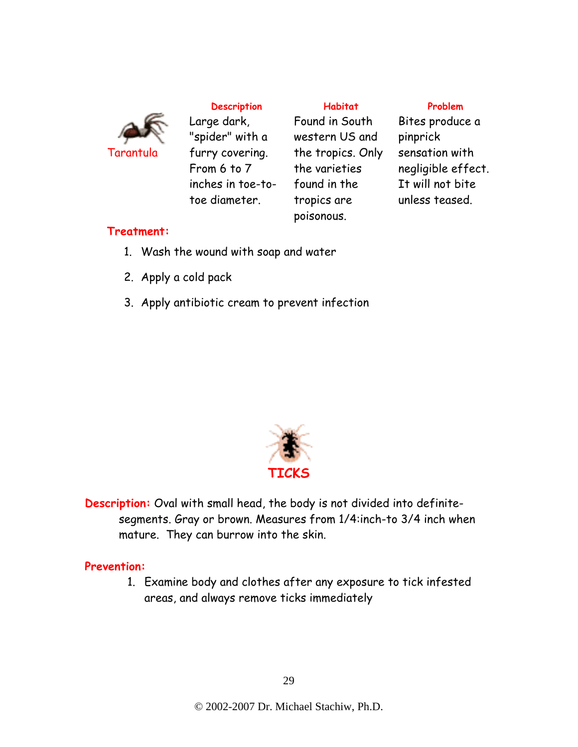| | Description | Habitat | Problem |
| --- | --- | --- | --- |
| Tarantula | Large dark, "spider" with a furry covering. From 6 to 7 inches in toe-to-toe diameter. | Found in South western US and the tropics. Only the varieties found in the tropics are poisonous. | Bites produce a pinprick sensation with negligible effect. It will not bite unless teased. |

**Treatment:**

1. Wash the wound with soap and water
2. Apply a cold pack
3. Apply antibiotic cream to prevent infection

## TICKS

**Description:** Oval with small head, the body is not divided into definite-segments. Gray or brown. Measures from 1/4:inch-to 3/4 inch when mature. They can burrow into the skin.

**Prevention:**

1. Examine body and clothes after any exposure to tick infested areas, and always remove ticks immediately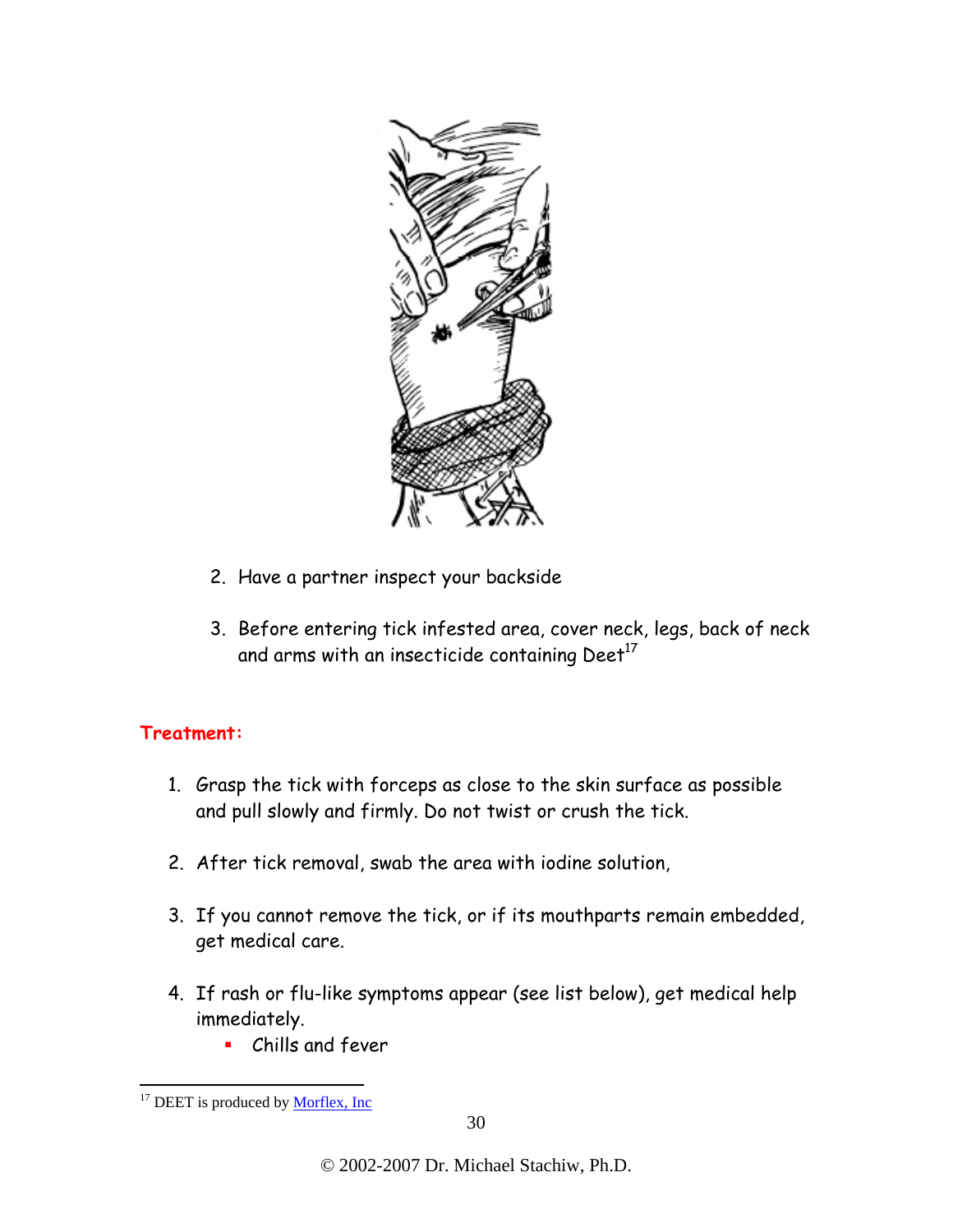2. Have a partner inspect your backside

3. Before entering tick infested area, cover neck, legs, back of neck and arms with an insecticide containing Deet[17]

**Treatment:**

1. Grasp the tick with forceps as close to the skin surface as possible and pull slowly and firmly. Do not twist or crush the tick.

2. After tick removal, swab the area with iodine solution,

3. If you cannot remove the tick, or if its mouthparts remain embedded, get medical care.

4. If rash or flu-like symptoms appear (see list below), get medical help immediately.
   - Chills and fever

---

[17] DEET is produced by [Morflex, Inc]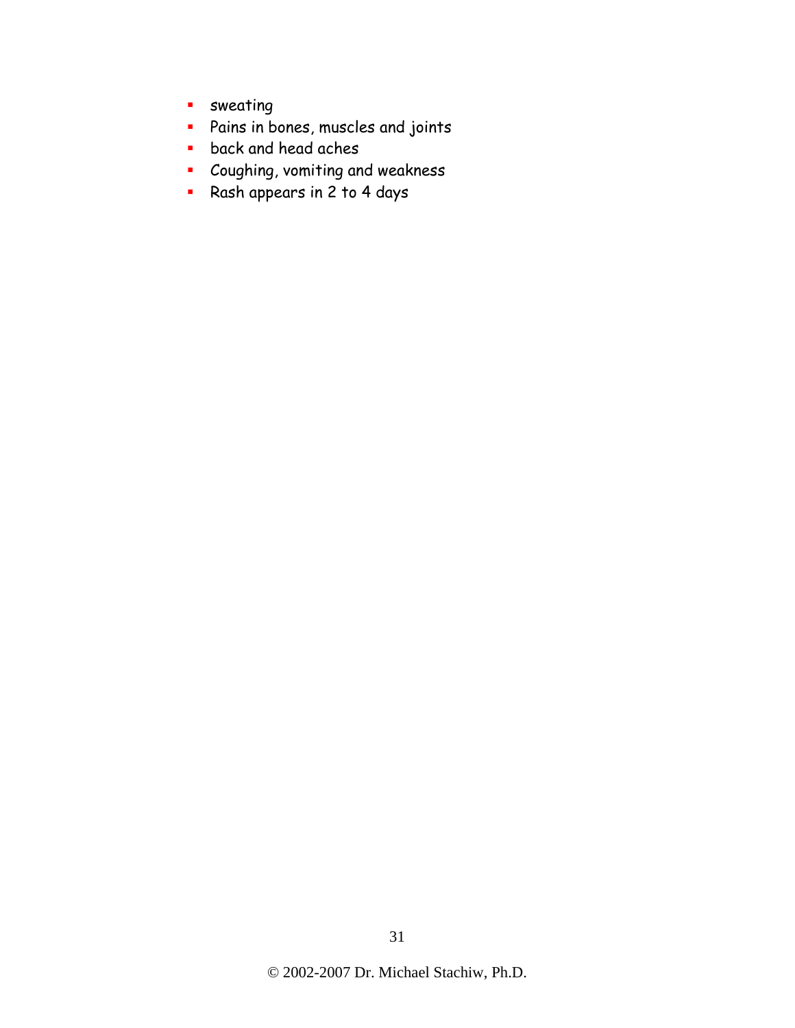- sweating
- Pains in bones, muscles and joints
- back and head aches
- Coughing, vomiting and weakness
- Rash appears in 2 to 4 days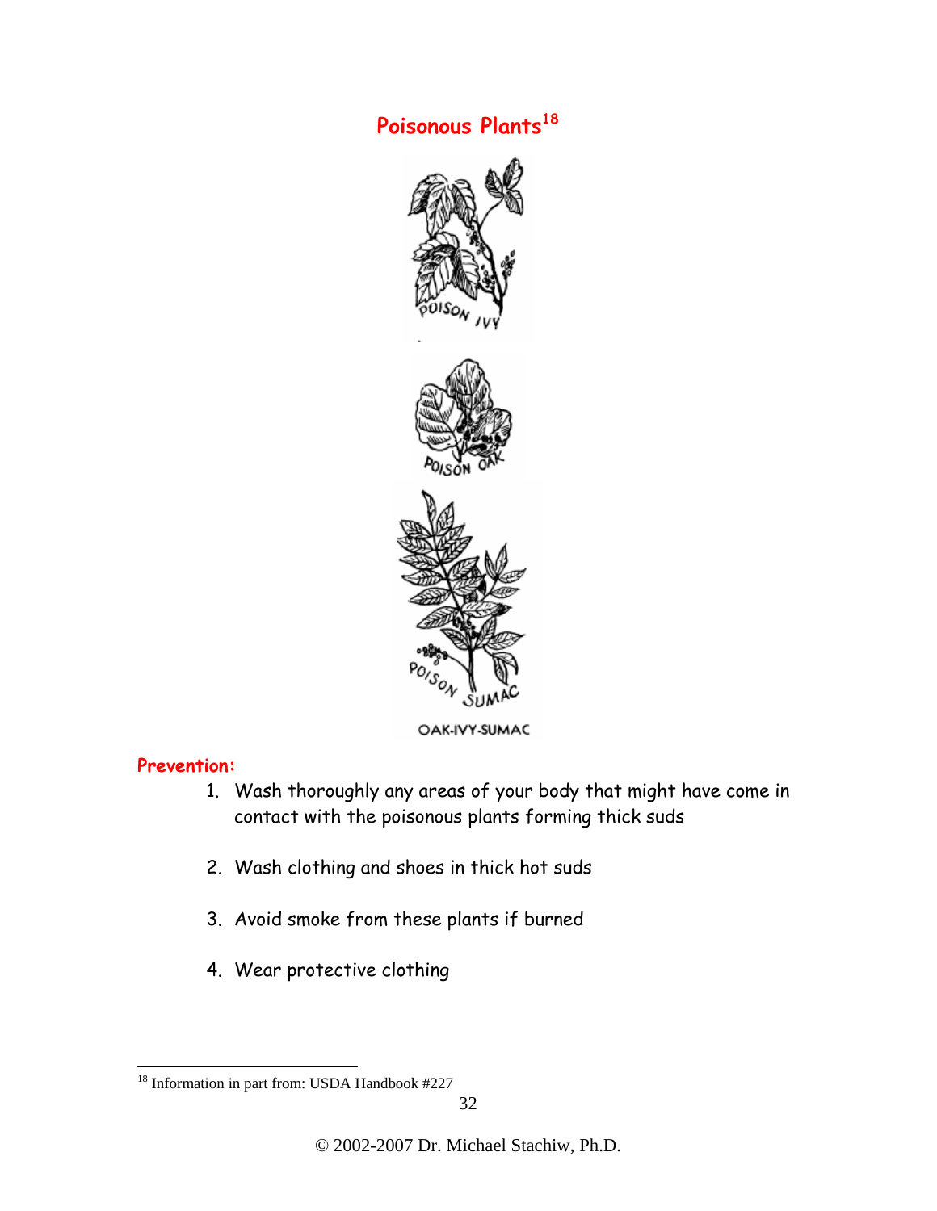## Poisonous Plants[18]

OAK-IVY-SUMAC

**Prevention:**

1. Wash thoroughly any areas of your body that might have come in contact with the poisonous plants forming thick suds
2. Wash clothing and shoes in thick hot suds
3. Avoid smoke from these plants if burned
4. Wear protective clothing

[18] Information in part from: USDA Handbook #227

© 2002-2007 Dr. Michael Stachiw, Ph.D.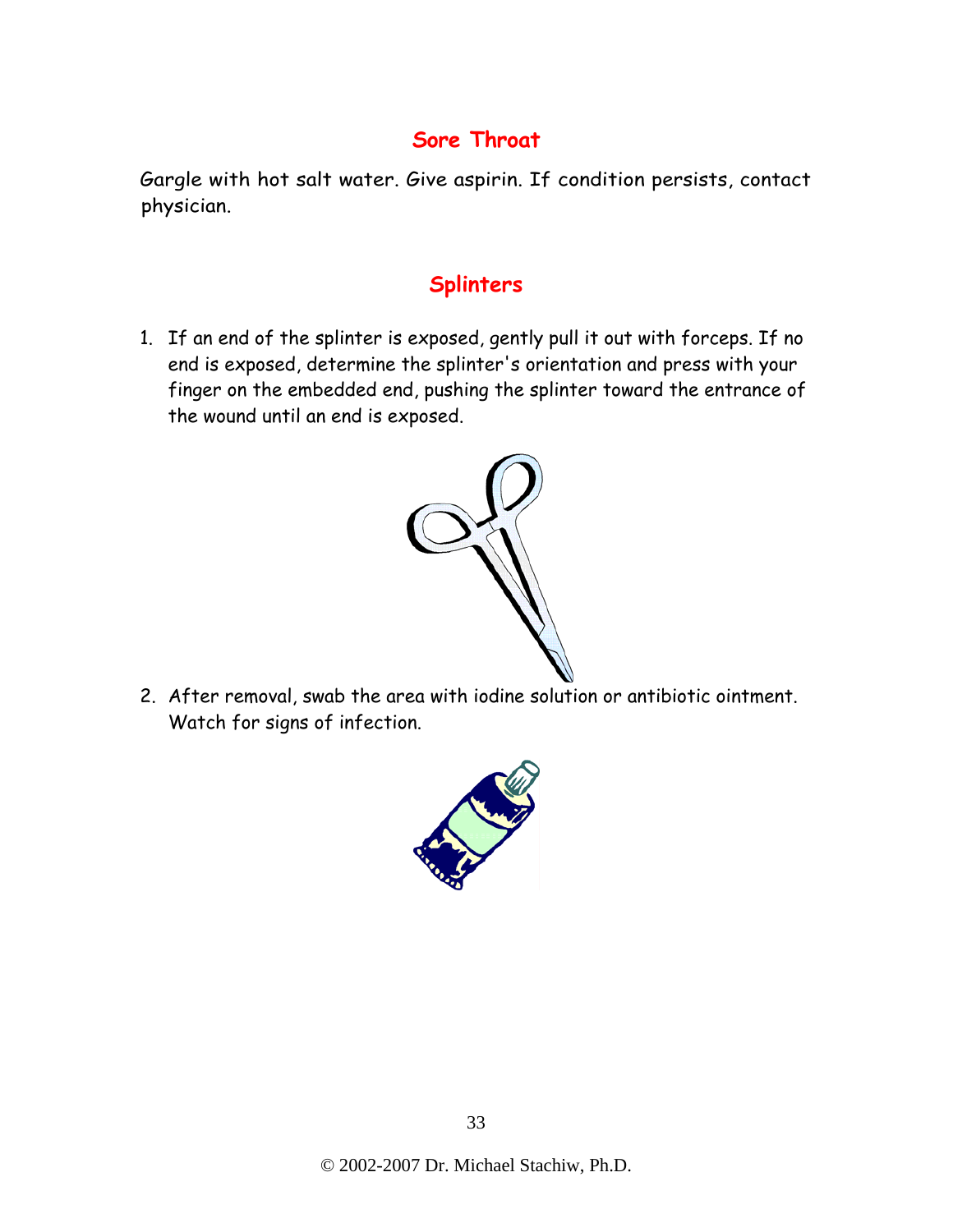## Sore Throat

Gargle with hot salt water. Give aspirin. If condition persists, contact physician.

## Splinters

1. If an end of the splinter is exposed, gently pull it out with forceps. If no end is exposed, determine the splinter's orientation and press with your finger on the embedded end, pushing the splinter toward the entrance of the wound until an end is exposed.

2. After removal, swab the area with iodine solution or antibiotic ointment. Watch for signs of infection.

© 2002-2007 Dr. Michael Stachiw, Ph.D.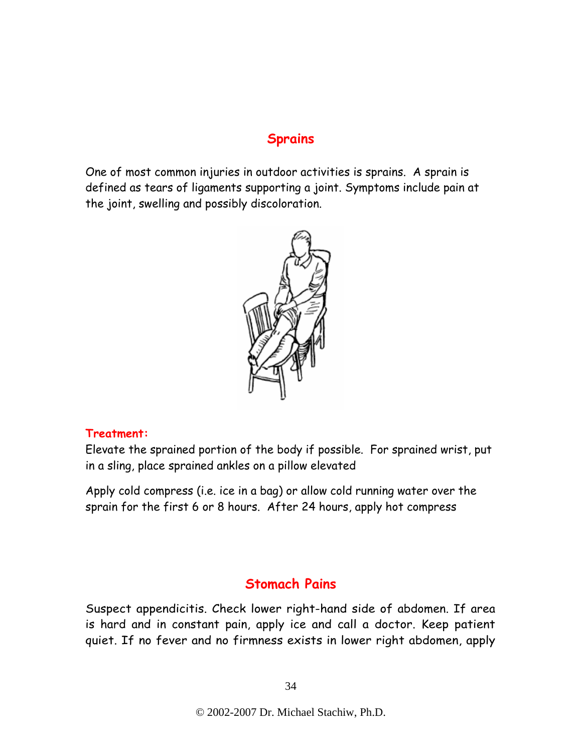## Sprains

One of most common injuries in outdoor activities is sprains. A sprain is defined as tears of ligaments supporting a joint. Symptoms include pain at the joint, swelling and possibly discoloration.

**Treatment:**

Elevate the sprained portion of the body if possible. For sprained wrist, put in a sling, place sprained ankles on a pillow elevated

Apply cold compress (i.e. ice in a bag) or allow cold running water over the sprain for the first 6 or 8 hours. After 24 hours, apply hot compress

## Stomach Pains

Suspect appendicitis. Check lower right-hand side of abdomen. If area is hard and in constant pain, apply ice and call a doctor. Keep patient quiet. If no fever and no firmness exists in lower right abdomen, apply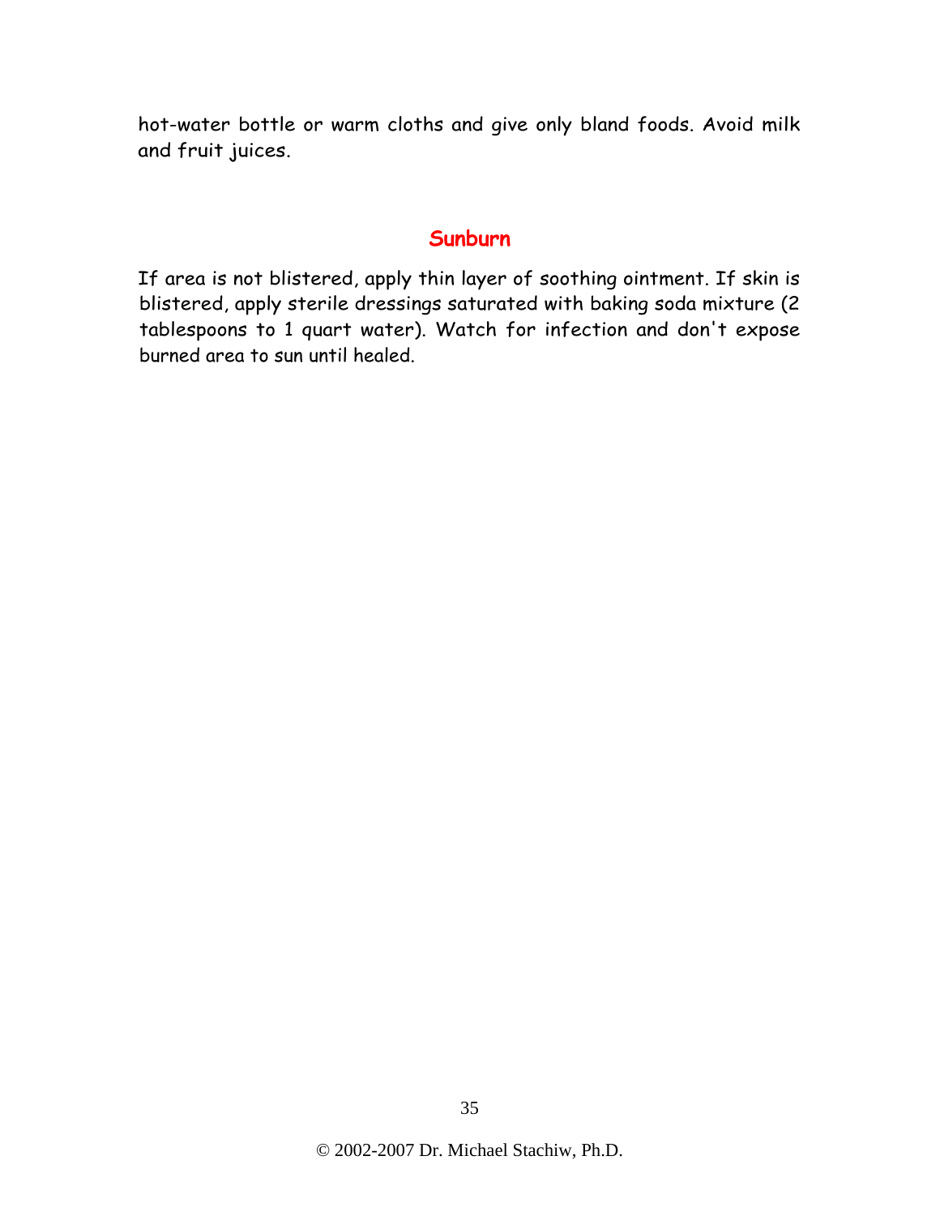hot-water bottle or warm cloths and give only bland foods. Avoid milk and fruit juices.

## Sunburn

If area is not blistered, apply thin layer of soothing ointment. If skin is blistered, apply sterile dressings saturated with baking soda mixture (2 tablespoons to 1 quart water). Watch for infection and don't expose burned area to sun until healed.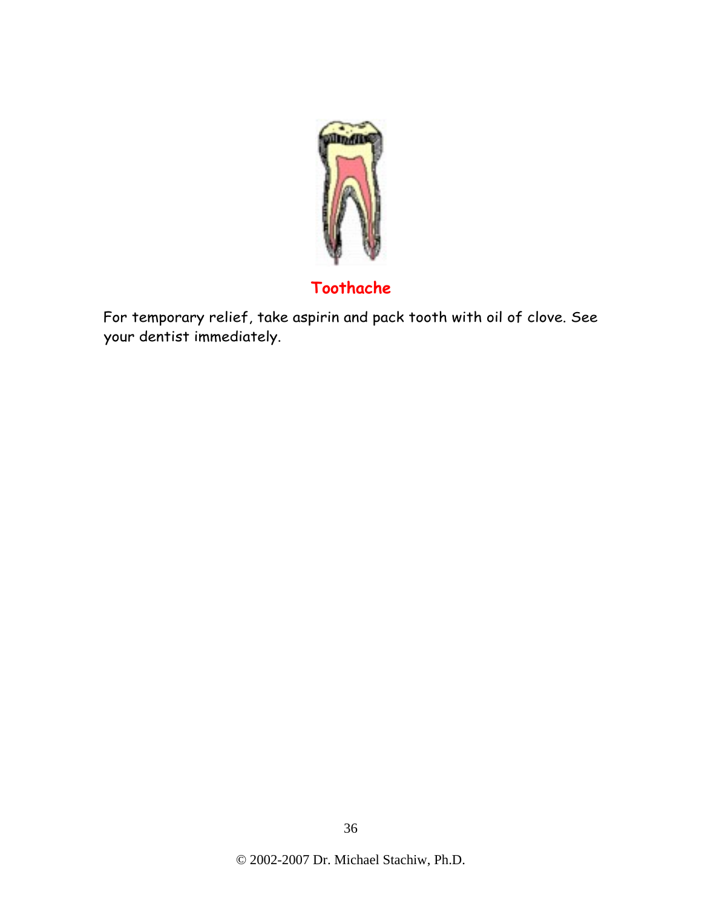## Toothache

For temporary relief, take aspirin and pack tooth with oil of clove. See your dentist immediately.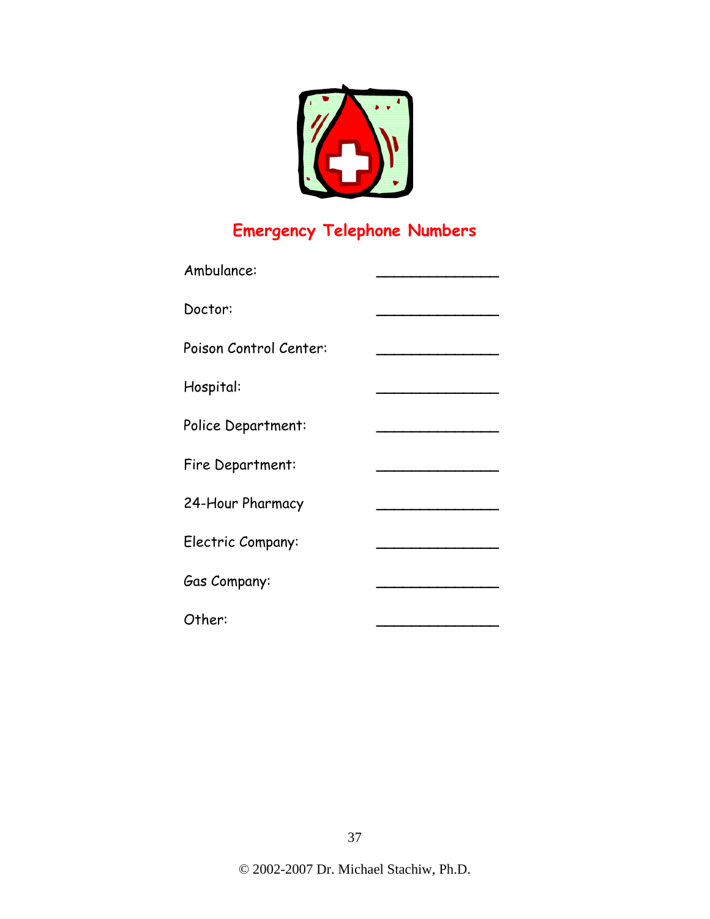## Emergency Telephone Numbers

Ambulance: _______________

Doctor: _______________

Poison Control Center: _______________

Hospital: _______________

Police Department: _______________

Fire Department: _______________

24-Hour Pharmacy _______________

Electric Company: _______________

Gas Company: _______________

Other: _______________

© 2002-2007 Dr. Michael Stachiw, Ph.D.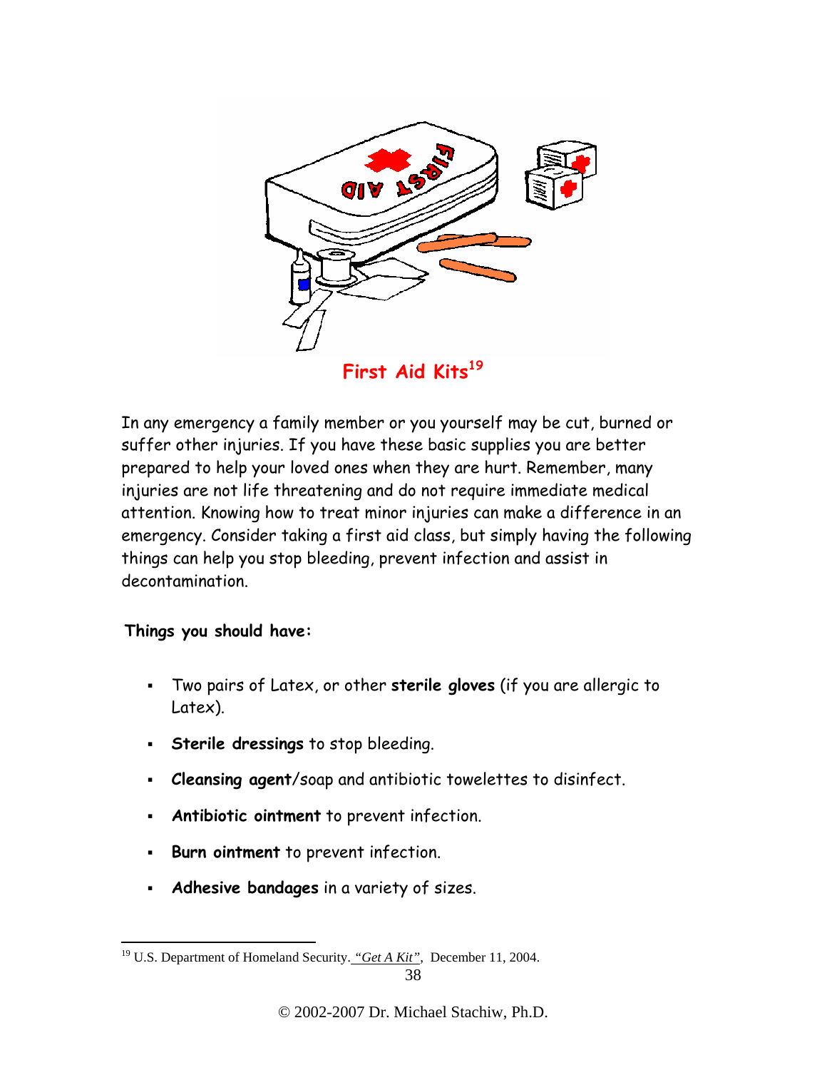## First Aid Kits[19]

In any emergency a family member or you yourself may be cut, burned or suffer other injuries. If you have these basic supplies you are better prepared to help your loved ones when they are hurt. Remember, many injuries are not life threatening and do not require immediate medical attention. Knowing how to treat minor injuries can make a difference in an emergency. Consider taking a first aid class, but simply having the following things can help you stop bleeding, prevent infection and assist in decontamination.

**Things you should have:**

- Two pairs of Latex, or other **sterile gloves** (if you are allergic to Latex).
- **Sterile dressings** to stop bleeding.
- **Cleansing agent**/soap and antibiotic towelettes to disinfect.
- **Antibiotic ointment** to prevent infection.
- **Burn ointment** to prevent infection.
- **Adhesive bandages** in a variety of sizes.

[19] U.S. Department of Homeland Security. *"Get A Kit"*, December 11, 2004.

© 2002-2007 Dr. Michael Stachiw, Ph.D.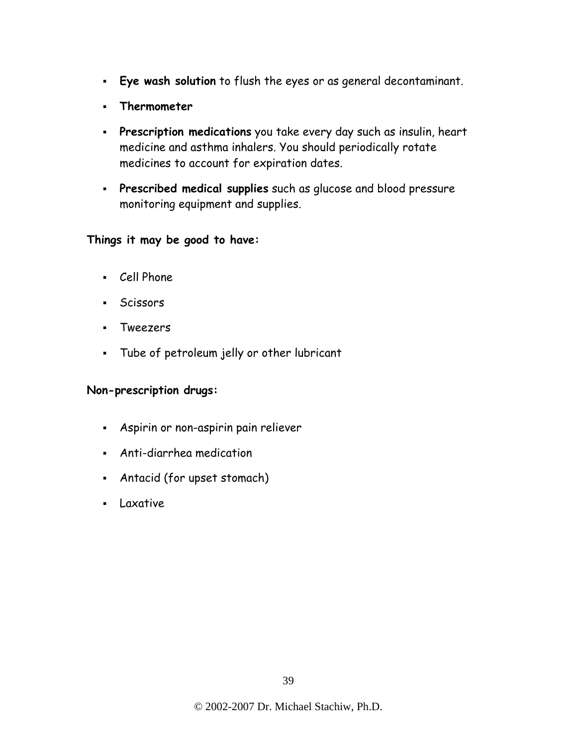- **Eye wash solution** to flush the eyes or as general decontaminant.
- **Thermometer**
- **Prescription medications** you take every day such as insulin, heart medicine and asthma inhalers. You should periodically rotate medicines to account for expiration dates.
- **Prescribed medical supplies** such as glucose and blood pressure monitoring equipment and supplies.

**Things it may be good to have:**

- Cell Phone
- Scissors
- Tweezers
- Tube of petroleum jelly or other lubricant

**Non-prescription drugs:**

- Aspirin or non-aspirin pain reliever
- Anti-diarrhea medication
- Antacid (for upset stomach)
- Laxative

© 2002-2007 Dr. Michael Stachiw, Ph.D.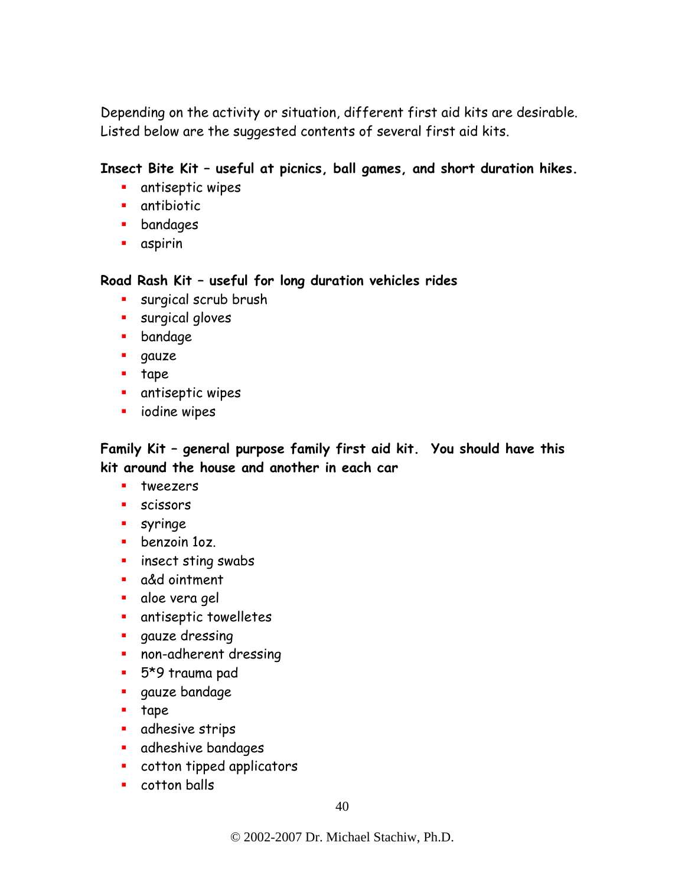Depending on the activity or situation, different first aid kits are desirable. Listed below are the suggested contents of several first aid kits.

**Insect Bite Kit – useful at picnics, ball games, and short duration hikes.**

- antiseptic wipes
- antibiotic
- bandages
- aspirin

**Road Rash Kit – useful for long duration vehicles rides**

- surgical scrub brush
- surgical gloves
- bandage
- gauze
- tape
- antiseptic wipes
- iodine wipes

**Family Kit – general purpose family first aid kit. You should have this kit around the house and another in each car**

- tweezers
- scissors
- syringe
- benzoin 1oz.
- insect sting swabs
- a&d ointment
- aloe vera gel
- antiseptic towelletes
- gauze dressing
- non-adherent dressing
- 5*9 trauma pad
- gauze bandage
- tape
- adhesive strips
- adheshive bandages
- cotton tipped applicators
- cotton balls

© 2002-2007 Dr. Michael Stachiw, Ph.D.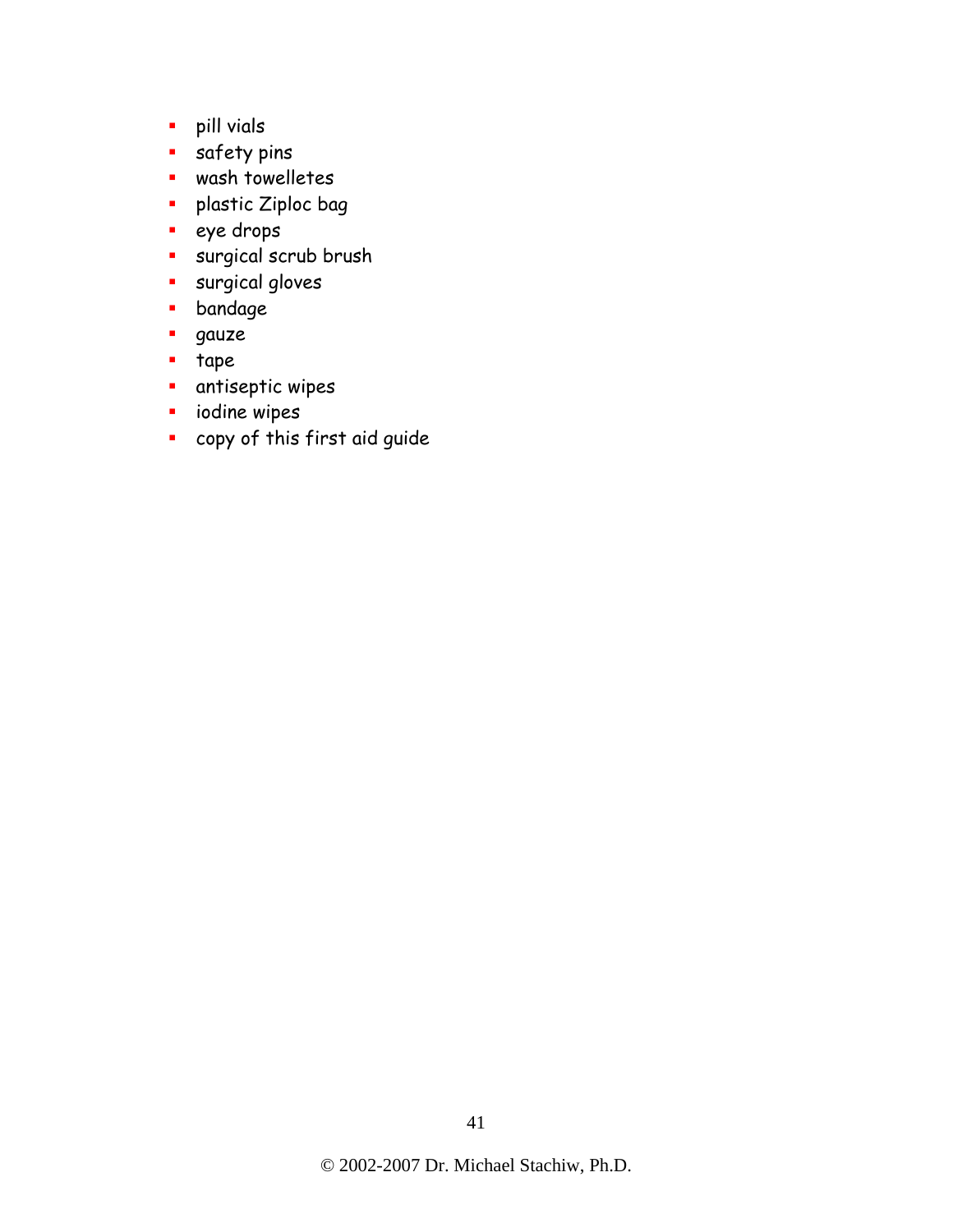- pill vials
- safety pins
- wash towelletes
- plastic Ziploc bag
- eye drops
- surgical scrub brush
- surgical gloves
- bandage
- gauze
- tape
- antiseptic wipes
- iodine wipes
- copy of this first aid guide

© 2002-2007 Dr. Michael Stachiw, Ph.D.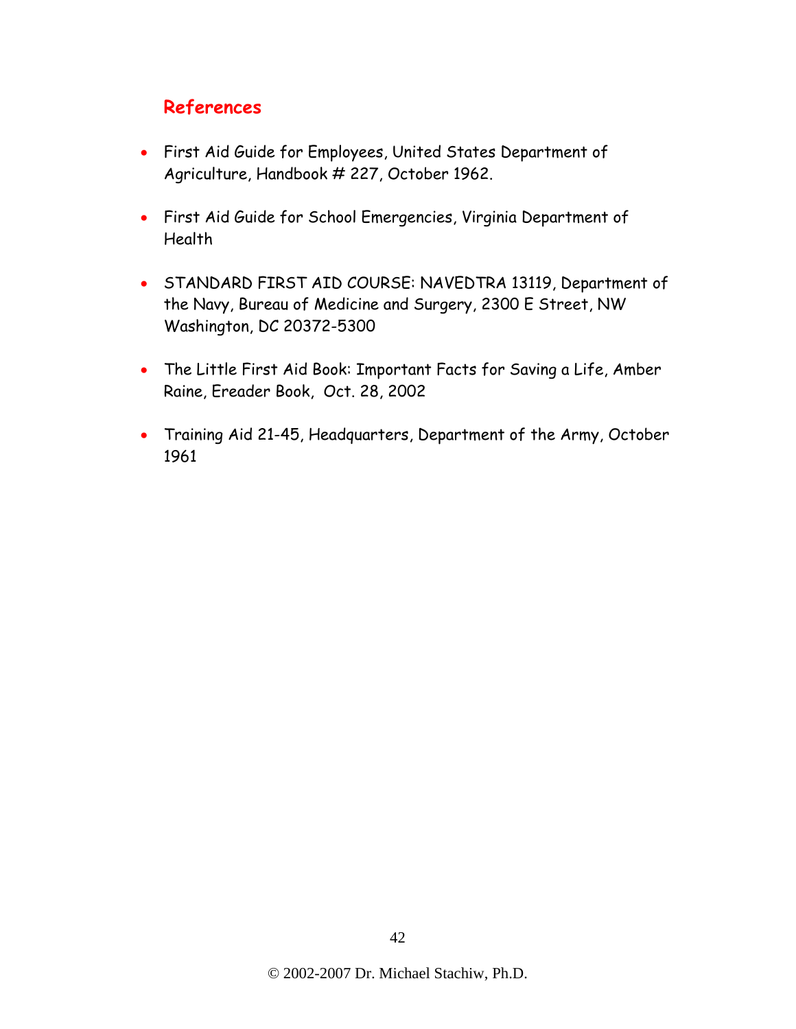## References

- First Aid Guide for Employees, United States Department of Agriculture, Handbook # 227, October 1962.

- First Aid Guide for School Emergencies, Virginia Department of Health

- STANDARD FIRST AID COURSE: NAVEDTRA 13119, Department of the Navy, Bureau of Medicine and Surgery, 2300 E Street, NW Washington, DC 20372-5300

- The Little First Aid Book: Important Facts for Saving a Life, Amber Raine, Ereader Book, Oct. 28, 2002

- Training Aid 21-45, Headquarters, Department of the Army, October 1961

© 2002-2007 Dr. Michael Stachiw, Ph.D.